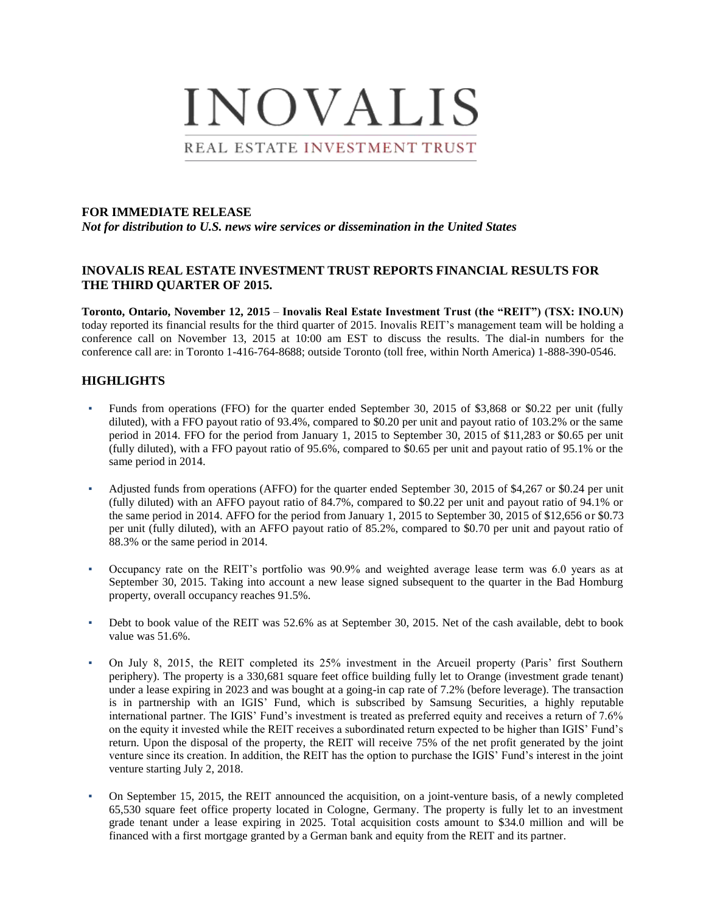# INOVALIS

REAL ESTATE INVESTMENT TRUST

**FOR IMMEDIATE RELEASE**

***Not for distribution to U.S. news wire services or dissemination in the United States***

## INOVALIS REAL ESTATE INVESTMENT TRUST REPORTS FINANCIAL RESULTS FOR THE THIRD QUARTER OF 2015.

**Toronto, Ontario, November 12, 2015** – **Inovalis Real Estate Investment Trust (the "REIT") (TSX: INO.UN)** today reported its financial results for the third quarter of 2015. Inovalis REIT's management team will be holding a conference call on November 13, 2015 at 10:00 am EST to discuss the results. The dial-in numbers for the conference call are: in Toronto 1-416-764-8688; outside Toronto (toll free, within North America) 1-888-390-0546.

## HIGHLIGHTS

- Funds from operations (FFO) for the quarter ended September 30, 2015 of $3,868 or $0.22 per unit (fully diluted), with a FFO payout ratio of 93.4%, compared to $0.20 per unit and payout ratio of 103.2% or the same period in 2014. FFO for the period from January 1, 2015 to September 30, 2015 of $11,283 or $0.65 per unit (fully diluted), with a FFO payout ratio of 95.6%, compared to $0.65 per unit and payout ratio of 95.1% or the same period in 2014.

- Adjusted funds from operations (AFFO) for the quarter ended September 30, 2015 of $4,267 or $0.24 per unit (fully diluted) with an AFFO payout ratio of 84.7%, compared to $0.22 per unit and payout ratio of 94.1% or the same period in 2014. AFFO for the period from January 1, 2015 to September 30, 2015 of $12,656 or $0.73 per unit (fully diluted), with an AFFO payout ratio of 85.2%, compared to $0.70 per unit and payout ratio of 88.3% or the same period in 2014.

- Occupancy rate on the REIT's portfolio was 90.9% and weighted average lease term was 6.0 years as at September 30, 2015. Taking into account a new lease signed subsequent to the quarter in the Bad Homburg property, overall occupancy reaches 91.5%.

- Debt to book value of the REIT was 52.6% as at September 30, 2015. Net of the cash available, debt to book value was 51.6%.

- On July 8, 2015, the REIT completed its 25% investment in the Arcueil property (Paris' first Southern periphery). The property is a 330,681 square feet office building fully let to Orange (investment grade tenant) under a lease expiring in 2023 and was bought at a going-in cap rate of 7.2% (before leverage). The transaction is in partnership with an IGIS' Fund, which is subscribed by Samsung Securities, a highly reputable international partner. The IGIS' Fund's investment is treated as preferred equity and receives a return of 7.6% on the equity it invested while the REIT receives a subordinated return expected to be higher than IGIS' Fund's return. Upon the disposal of the property, the REIT will receive 75% of the net profit generated by the joint venture since its creation. In addition, the REIT has the option to purchase the IGIS' Fund's interest in the joint venture starting July 2, 2018.

- On September 15, 2015, the REIT announced the acquisition, on a joint-venture basis, of a newly completed 65,530 square feet office property located in Cologne, Germany. The property is fully let to an investment grade tenant under a lease expiring in 2025. Total acquisition costs amount to $34.0 million and will be financed with a first mortgage granted by a German bank and equity from the REIT and its partner.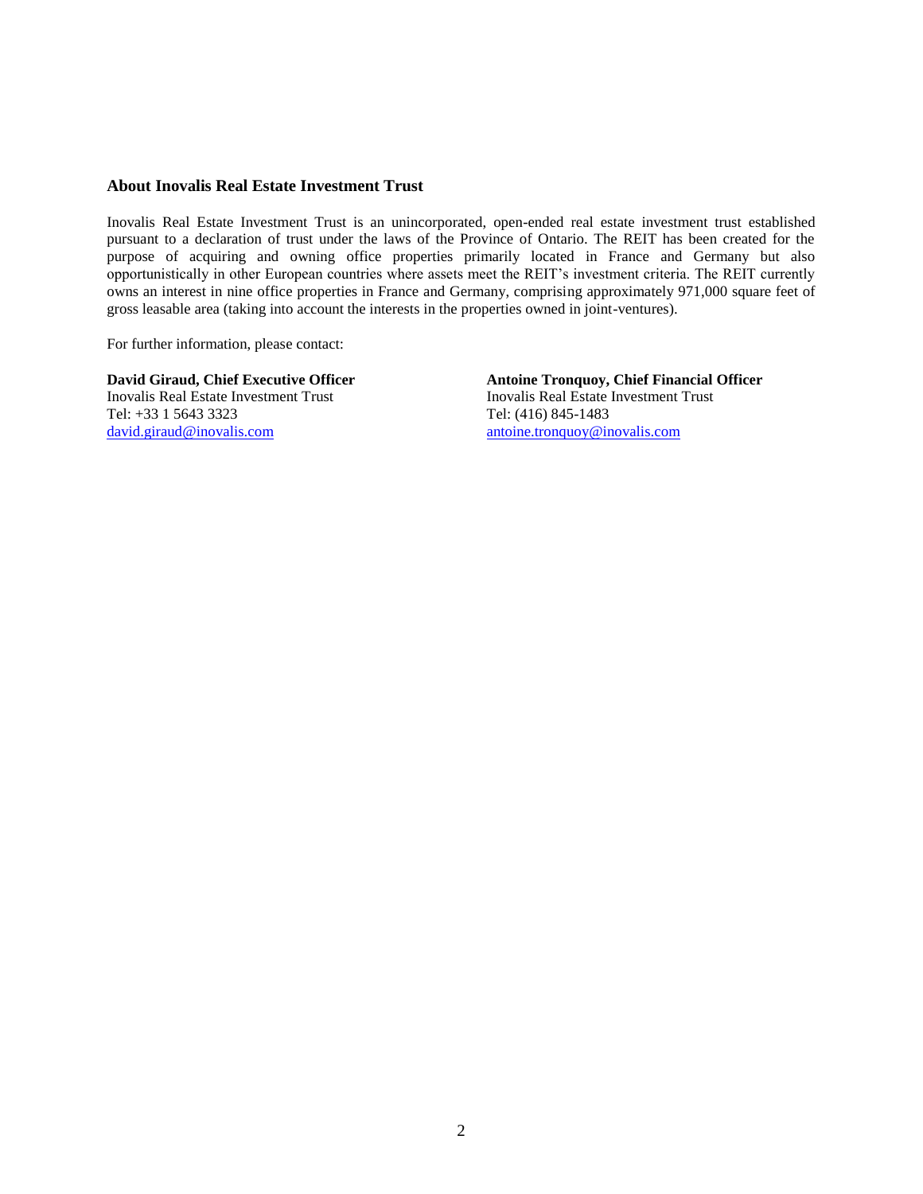## About Inovalis Real Estate Investment Trust

Inovalis Real Estate Investment Trust is an unincorporated, open-ended real estate investment trust established pursuant to a declaration of trust under the laws of the Province of Ontario. The REIT has been created for the purpose of acquiring and owning office properties primarily located in France and Germany but also opportunistically in other European countries where assets meet the REIT's investment criteria. The REIT currently owns an interest in nine office properties in France and Germany, comprising approximately 971,000 square feet of gross leasable area (taking into account the interests in the properties owned in joint-ventures).

For further information, please contact:

**David Giraud, Chief Executive Officer**
Inovalis Real Estate Investment Trust
Tel: +33 1 5643 3323
david.giraud@inovalis.com

**Antoine Tronquoy, Chief Financial Officer**
Inovalis Real Estate Investment Trust
Tel: (416) 845-1483
antoine.tronquoy@inovalis.com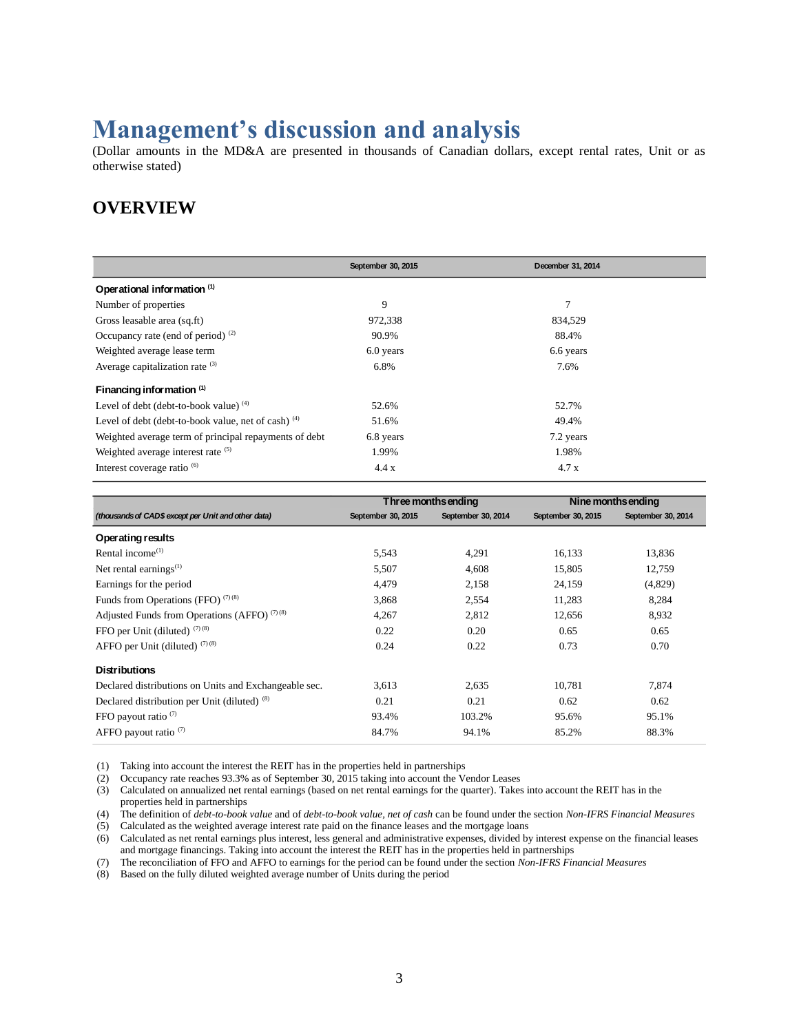# Management's discussion and analysis

(Dollar amounts in the MD&A are presented in thousands of Canadian dollars, except rental rates, Unit or as otherwise stated)

## OVERVIEW

| | September 30, 2015 | December 31, 2014 |
|---|---|---|
| **Operational information** [(1)] | | |
| Number of properties | 9 | 7 |
| Gross leasable area (sq.ft) | 972,338 | 834,529 |
| Occupancy rate (end of period) [(2)] | 90.9% | 88.4% |
| Weighted average lease term | 6.0 years | 6.6 years |
| Average capitalization rate [(3)] | 6.8% | 7.6% |
| **Financing information** [(1)] | | |
| Level of debt (debt-to-book value) [(4)] | 52.6% | 52.7% |
| Level of debt (debt-to-book value, net of cash) [(4)] | 51.6% | 49.4% |
| Weighted average term of principal repayments of debt | 6.8 years | 7.2 years |
| Weighted average interest rate [(5)] | 1.99% | 1.98% |
| Interest coverage ratio [(6)] | 4.4 x | 4.7 x |

| | Three months ending | | Nine months ending | |
|---|---|---|---|---|
| *(thousands of CAD$ except per Unit and other data)* | September 30, 2015 | September 30, 2014 | September 30, 2015 | September 30, 2014 |
| **Operating results** | | | | |
| Rental income[(1)] | 5,543 | 4,291 | 16,133 | 13,836 |
| Net rental earnings[(1)] | 5,507 | 4,608 | 15,805 | 12,759 |
| Earnings for the period | 4,479 | 2,158 | 24,159 | (4,829) |
| Funds from Operations (FFO) [(7) (8)] | 3,868 | 2,554 | 11,283 | 8,284 |
| Adjusted Funds from Operations (AFFO) [(7) (8)] | 4,267 | 2,812 | 12,656 | 8,932 |
| FFO per Unit (diluted) [(7) (8)] | 0.22 | 0.20 | 0.65 | 0.65 |
| AFFO per Unit (diluted) [(7) (8)] | 0.24 | 0.22 | 0.73 | 0.70 |
| **Distributions** | | | | |
| Declared distributions on Units and Exchangeable sec. | 3,613 | 2,635 | 10,781 | 7,874 |
| Declared distribution per Unit (diluted) [(8)] | 0.21 | 0.21 | 0.62 | 0.62 |
| FFO payout ratio [(7)] | 93.4% | 103.2% | 95.6% | 95.1% |
| AFFO payout ratio [(7)] | 84.7% | 94.1% | 85.2% | 88.3% |

(1) Taking into account the interest the REIT has in the properties held in partnerships
(2) Occupancy rate reaches 93.3% as of September 30, 2015 taking into account the Vendor Leases
(3) Calculated on annualized net rental earnings (based on net rental earnings for the quarter). Takes into account the REIT has in the properties held in partnerships
(4) The definition of *debt-to-book value* and of *debt-to-book value, net of cash* can be found under the section *Non-IFRS Financial Measures*
(5) Calculated as the weighted average interest rate paid on the finance leases and the mortgage loans
(6) Calculated as net rental earnings plus interest, less general and administrative expenses, divided by interest expense on the financial leases and mortgage financings. Taking into account the interest the REIT has in the properties held in partnerships
(7) The reconciliation of FFO and AFFO to earnings for the period can be found under the section *Non-IFRS Financial Measures*
(8) Based on the fully diluted weighted average number of Units during the period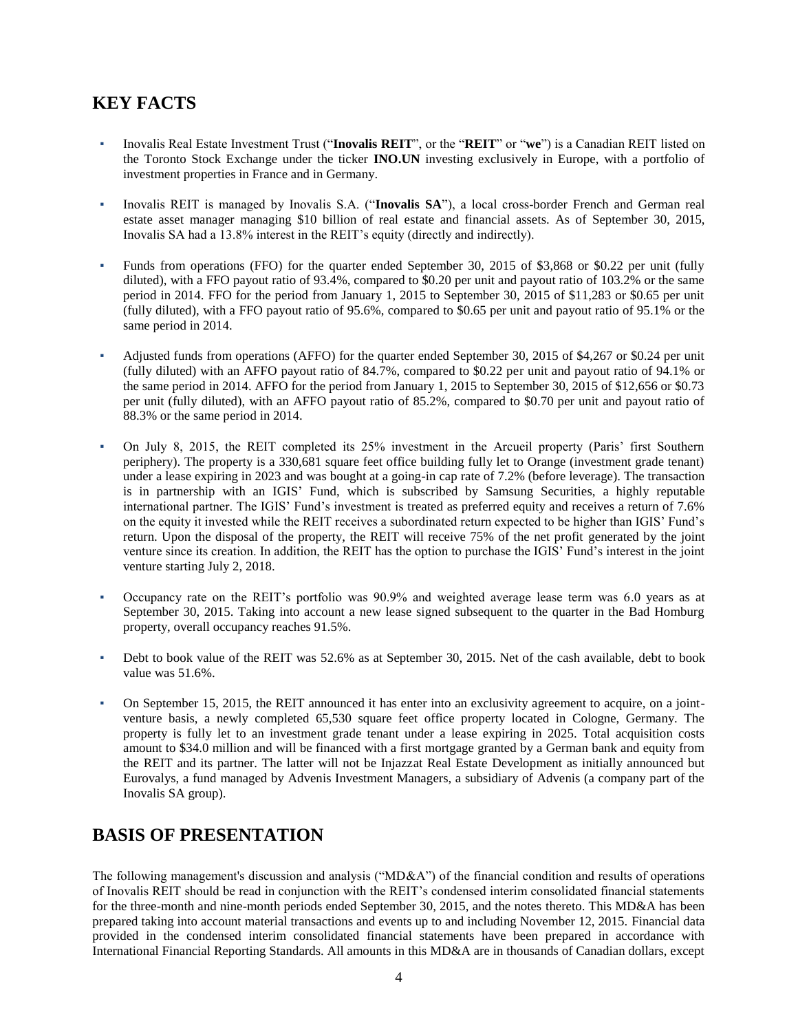## KEY FACTS

- Inovalis Real Estate Investment Trust ("**Inovalis REIT**", or the "**REIT**" or "**we**") is a Canadian REIT listed on the Toronto Stock Exchange under the ticker **INO.UN** investing exclusively in Europe, with a portfolio of investment properties in France and in Germany.

- Inovalis REIT is managed by Inovalis S.A. ("**Inovalis SA**"), a local cross-border French and German real estate asset manager managing $10 billion of real estate and financial assets. As of September 30, 2015, Inovalis SA had a 13.8% interest in the REIT's equity (directly and indirectly).

- Funds from operations (FFO) for the quarter ended September 30, 2015 of $3,868 or $0.22 per unit (fully diluted), with a FFO payout ratio of 93.4%, compared to $0.20 per unit and payout ratio of 103.2% or the same period in 2014. FFO for the period from January 1, 2015 to September 30, 2015 of $11,283 or $0.65 per unit (fully diluted), with a FFO payout ratio of 95.6%, compared to $0.65 per unit and payout ratio of 95.1% or the same period in 2014.

- Adjusted funds from operations (AFFO) for the quarter ended September 30, 2015 of $4,267 or $0.24 per unit (fully diluted) with an AFFO payout ratio of 84.7%, compared to $0.22 per unit and payout ratio of 94.1% or the same period in 2014. AFFO for the period from January 1, 2015 to September 30, 2015 of $12,656 or $0.73 per unit (fully diluted), with an AFFO payout ratio of 85.2%, compared to $0.70 per unit and payout ratio of 88.3% or the same period in 2014.

- On July 8, 2015, the REIT completed its 25% investment in the Arcueil property (Paris' first Southern periphery). The property is a 330,681 square feet office building fully let to Orange (investment grade tenant) under a lease expiring in 2023 and was bought at a going-in cap rate of 7.2% (before leverage). The transaction is in partnership with an IGIS' Fund, which is subscribed by Samsung Securities, a highly reputable international partner. The IGIS' Fund's investment is treated as preferred equity and receives a return of 7.6% on the equity it invested while the REIT receives a subordinated return expected to be higher than IGIS' Fund's return. Upon the disposal of the property, the REIT will receive 75% of the net profit generated by the joint venture since its creation. In addition, the REIT has the option to purchase the IGIS' Fund's interest in the joint venture starting July 2, 2018.

- Occupancy rate on the REIT's portfolio was 90.9% and weighted average lease term was 6.0 years as at September 30, 2015. Taking into account a new lease signed subsequent to the quarter in the Bad Homburg property, overall occupancy reaches 91.5%.

- Debt to book value of the REIT was 52.6% as at September 30, 2015. Net of the cash available, debt to book value was 51.6%.

- On September 15, 2015, the REIT announced it has enter into an exclusivity agreement to acquire, on a joint-venture basis, a newly completed 65,530 square feet office property located in Cologne, Germany. The property is fully let to an investment grade tenant under a lease expiring in 2025. Total acquisition costs amount to $34.0 million and will be financed with a first mortgage granted by a German bank and equity from the REIT and its partner. The latter will not be Injazzat Real Estate Development as initially announced but Eurovalys, a fund managed by Advenis Investment Managers, a subsidiary of Advenis (a company part of the Inovalis SA group).

## BASIS OF PRESENTATION

The following management's discussion and analysis ("MD&A") of the financial condition and results of operations of Inovalis REIT should be read in conjunction with the REIT's condensed interim consolidated financial statements for the three-month and nine-month periods ended September 30, 2015, and the notes thereto. This MD&A has been prepared taking into account material transactions and events up to and including November 12, 2015. Financial data provided in the condensed interim consolidated financial statements have been prepared in accordance with International Financial Reporting Standards. All amounts in this MD&A are in thousands of Canadian dollars, except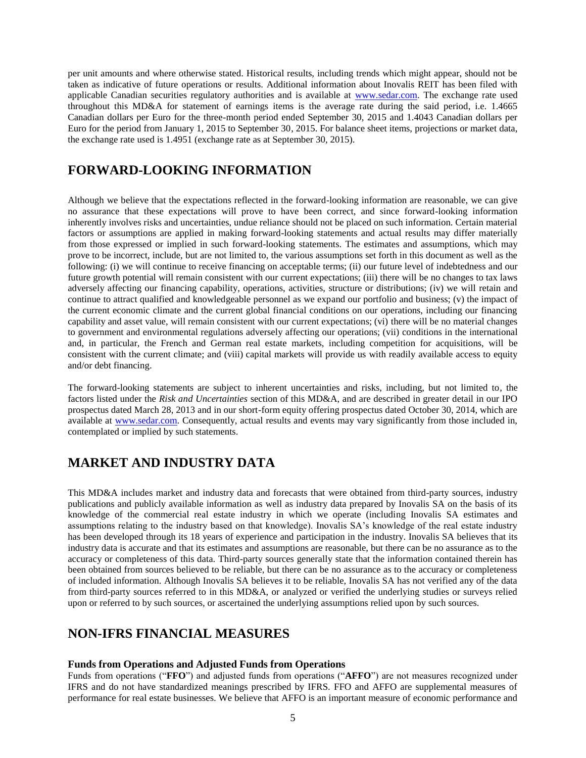per unit amounts and where otherwise stated. Historical results, including trends which might appear, should not be taken as indicative of future operations or results. Additional information about Inovalis REIT has been filed with applicable Canadian securities regulatory authorities and is available at [www.sedar.com](www.sedar.com). The exchange rate used throughout this MD&A for statement of earnings items is the average rate during the said period, i.e. 1.4665 Canadian dollars per Euro for the three-month period ended September 30, 2015 and 1.4043 Canadian dollars per Euro for the period from January 1, 2015 to September 30, 2015. For balance sheet items, projections or market data, the exchange rate used is 1.4951 (exchange rate as at September 30, 2015).

## FORWARD-LOOKING INFORMATION

Although we believe that the expectations reflected in the forward-looking information are reasonable, we can give no assurance that these expectations will prove to have been correct, and since forward-looking information inherently involves risks and uncertainties, undue reliance should not be placed on such information. Certain material factors or assumptions are applied in making forward-looking statements and actual results may differ materially from those expressed or implied in such forward-looking statements. The estimates and assumptions, which may prove to be incorrect, include, but are not limited to, the various assumptions set forth in this document as well as the following: (i) we will continue to receive financing on acceptable terms; (ii) our future level of indebtedness and our future growth potential will remain consistent with our current expectations; (iii) there will be no changes to tax laws adversely affecting our financing capability, operations, activities, structure or distributions; (iv) we will retain and continue to attract qualified and knowledgeable personnel as we expand our portfolio and business; (v) the impact of the current economic climate and the current global financial conditions on our operations, including our financing capability and asset value, will remain consistent with our current expectations; (vi) there will be no material changes to government and environmental regulations adversely affecting our operations; (vii) conditions in the international and, in particular, the French and German real estate markets, including competition for acquisitions, will be consistent with the current climate; and (viii) capital markets will provide us with readily available access to equity and/or debt financing.

The forward-looking statements are subject to inherent uncertainties and risks, including, but not limited to, the factors listed under the *Risk and Uncertainties* section of this MD&A, and are described in greater detail in our IPO prospectus dated March 28, 2013 and in our short-form equity offering prospectus dated October 30, 2014, which are available at [www.sedar.com](www.sedar.com). Consequently, actual results and events may vary significantly from those included in, contemplated or implied by such statements.

## MARKET AND INDUSTRY DATA

This MD&A includes market and industry data and forecasts that were obtained from third-party sources, industry publications and publicly available information as well as industry data prepared by Inovalis SA on the basis of its knowledge of the commercial real estate industry in which we operate (including Inovalis SA estimates and assumptions relating to the industry based on that knowledge). Inovalis SA's knowledge of the real estate industry has been developed through its 18 years of experience and participation in the industry. Inovalis SA believes that its industry data is accurate and that its estimates and assumptions are reasonable, but there can be no assurance as to the accuracy or completeness of this data. Third-party sources generally state that the information contained therein has been obtained from sources believed to be reliable, but there can be no assurance as to the accuracy or completeness of included information. Although Inovalis SA believes it to be reliable, Inovalis SA has not verified any of the data from third-party sources referred to in this MD&A, or analyzed or verified the underlying studies or surveys relied upon or referred to by such sources, or ascertained the underlying assumptions relied upon by such sources.

## NON-IFRS FINANCIAL MEASURES

### Funds from Operations and Adjusted Funds from Operations

Funds from operations ("**FFO**") and adjusted funds from operations ("**AFFO**") are not measures recognized under IFRS and do not have standardized meanings prescribed by IFRS. FFO and AFFO are supplemental measures of performance for real estate businesses. We believe that AFFO is an important measure of economic performance and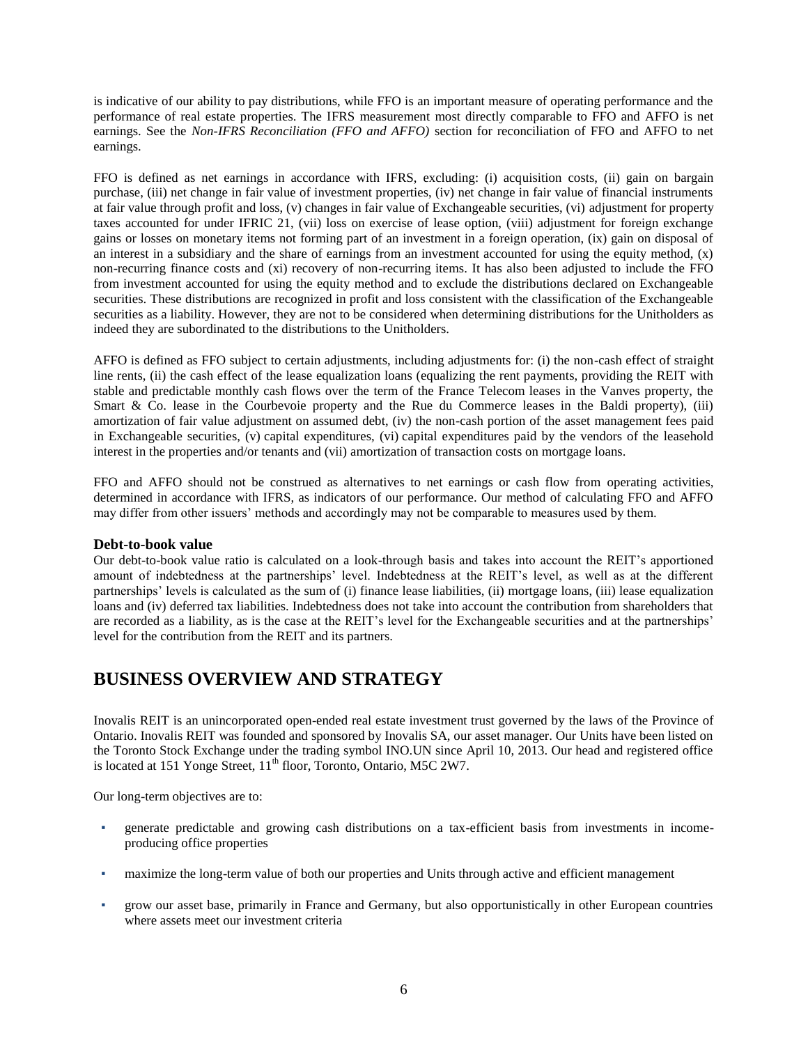is indicative of our ability to pay distributions, while FFO is an important measure of operating performance and the performance of real estate properties. The IFRS measurement most directly comparable to FFO and AFFO is net earnings. See the *Non-IFRS Reconciliation (FFO and AFFO)* section for reconciliation of FFO and AFFO to net earnings.

FFO is defined as net earnings in accordance with IFRS, excluding: (i) acquisition costs, (ii) gain on bargain purchase, (iii) net change in fair value of investment properties, (iv) net change in fair value of financial instruments at fair value through profit and loss, (v) changes in fair value of Exchangeable securities, (vi) adjustment for property taxes accounted for under IFRIC 21, (vii) loss on exercise of lease option, (viii) adjustment for foreign exchange gains or losses on monetary items not forming part of an investment in a foreign operation, (ix) gain on disposal of an interest in a subsidiary and the share of earnings from an investment accounted for using the equity method, (x) non-recurring finance costs and (xi) recovery of non-recurring items. It has also been adjusted to include the FFO from investment accounted for using the equity method and to exclude the distributions declared on Exchangeable securities. These distributions are recognized in profit and loss consistent with the classification of the Exchangeable securities as a liability. However, they are not to be considered when determining distributions for the Unitholders as indeed they are subordinated to the distributions to the Unitholders.

AFFO is defined as FFO subject to certain adjustments, including adjustments for: (i) the non-cash effect of straight line rents, (ii) the cash effect of the lease equalization loans (equalizing the rent payments, providing the REIT with stable and predictable monthly cash flows over the term of the France Telecom leases in the Vanves property, the Smart & Co. lease in the Courbevoie property and the Rue du Commerce leases in the Baldi property), (iii) amortization of fair value adjustment on assumed debt, (iv) the non-cash portion of the asset management fees paid in Exchangeable securities, (v) capital expenditures, (vi) capital expenditures paid by the vendors of the leasehold interest in the properties and/or tenants and (vii) amortization of transaction costs on mortgage loans.

FFO and AFFO should not be construed as alternatives to net earnings or cash flow from operating activities, determined in accordance with IFRS, as indicators of our performance. Our method of calculating FFO and AFFO may differ from other issuers' methods and accordingly may not be comparable to measures used by them.

### Debt-to-book value

Our debt-to-book value ratio is calculated on a look-through basis and takes into account the REIT's apportioned amount of indebtedness at the partnerships' level. Indebtedness at the REIT's level, as well as at the different partnerships' levels is calculated as the sum of (i) finance lease liabilities, (ii) mortgage loans, (iii) lease equalization loans and (iv) deferred tax liabilities. Indebtedness does not take into account the contribution from shareholders that are recorded as a liability, as is the case at the REIT's level for the Exchangeable securities and at the partnerships' level for the contribution from the REIT and its partners.

## BUSINESS OVERVIEW AND STRATEGY

Inovalis REIT is an unincorporated open-ended real estate investment trust governed by the laws of the Province of Ontario. Inovalis REIT was founded and sponsored by Inovalis SA, our asset manager. Our Units have been listed on the Toronto Stock Exchange under the trading symbol INO.UN since April 10, 2013. Our head and registered office is located at 151 Yonge Street, 11th floor, Toronto, Ontario, M5C 2W7.

Our long-term objectives are to:

- generate predictable and growing cash distributions on a tax-efficient basis from investments in income-producing office properties
- maximize the long-term value of both our properties and Units through active and efficient management
- grow our asset base, primarily in France and Germany, but also opportunistically in other European countries where assets meet our investment criteria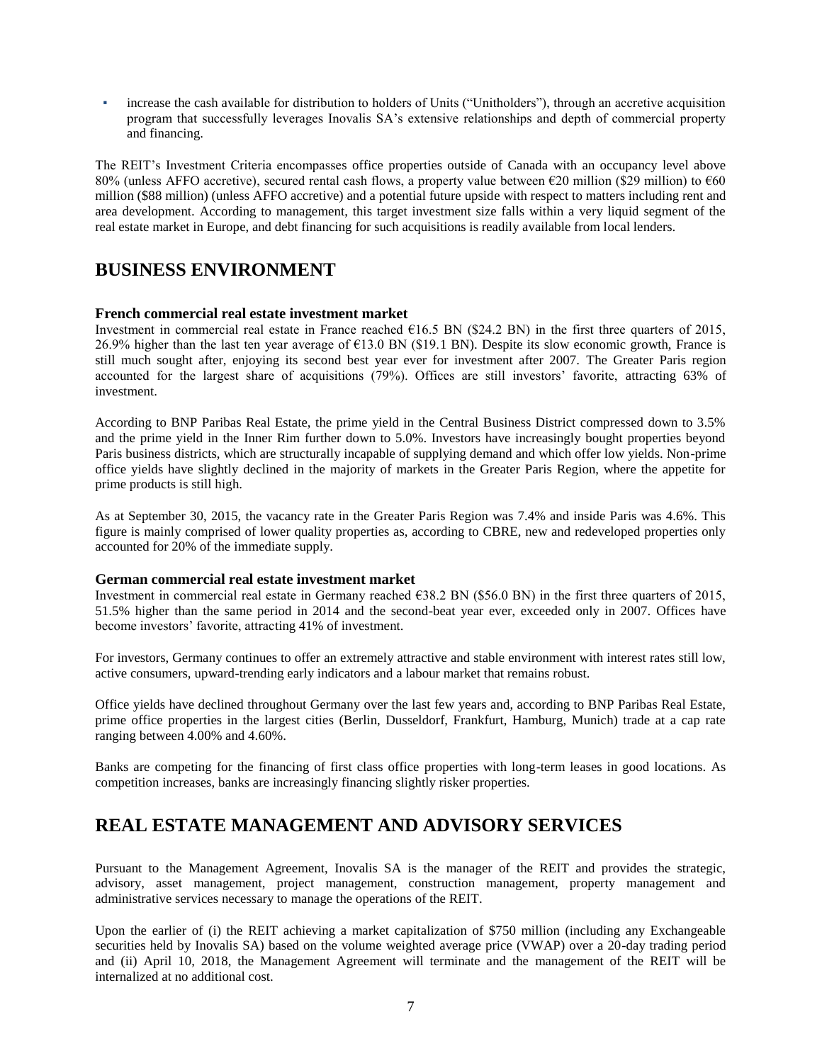- increase the cash available for distribution to holders of Units ("Unitholders"), through an accretive acquisition program that successfully leverages Inovalis SA's extensive relationships and depth of commercial property and financing.

The REIT's Investment Criteria encompasses office properties outside of Canada with an occupancy level above 80% (unless AFFO accretive), secured rental cash flows, a property value between €20 million ($29 million) to €60 million ($88 million) (unless AFFO accretive) and a potential future upside with respect to matters including rent and area development. According to management, this target investment size falls within a very liquid segment of the real estate market in Europe, and debt financing for such acquisitions is readily available from local lenders.

# BUSINESS ENVIRONMENT

### French commercial real estate investment market

Investment in commercial real estate in France reached €16.5 BN ($24.2 BN) in the first three quarters of 2015, 26.9% higher than the last ten year average of €13.0 BN ($19.1 BN). Despite its slow economic growth, France is still much sought after, enjoying its second best year ever for investment after 2007. The Greater Paris region accounted for the largest share of acquisitions (79%). Offices are still investors' favorite, attracting 63% of investment.

According to BNP Paribas Real Estate, the prime yield in the Central Business District compressed down to 3.5% and the prime yield in the Inner Rim further down to 5.0%. Investors have increasingly bought properties beyond Paris business districts, which are structurally incapable of supplying demand and which offer low yields. Non-prime office yields have slightly declined in the majority of markets in the Greater Paris Region, where the appetite for prime products is still high.

As at September 30, 2015, the vacancy rate in the Greater Paris Region was 7.4% and inside Paris was 4.6%. This figure is mainly comprised of lower quality properties as, according to CBRE, new and redeveloped properties only accounted for 20% of the immediate supply.

### German commercial real estate investment market

Investment in commercial real estate in Germany reached €38.2 BN ($56.0 BN) in the first three quarters of 2015, 51.5% higher than the same period in 2014 and the second-beat year ever, exceeded only in 2007. Offices have become investors' favorite, attracting 41% of investment.

For investors, Germany continues to offer an extremely attractive and stable environment with interest rates still low, active consumers, upward-trending early indicators and a labour market that remains robust.

Office yields have declined throughout Germany over the last few years and, according to BNP Paribas Real Estate, prime office properties in the largest cities (Berlin, Dusseldorf, Frankfurt, Hamburg, Munich) trade at a cap rate ranging between 4.00% and 4.60%.

Banks are competing for the financing of first class office properties with long-term leases in good locations. As competition increases, banks are increasingly financing slightly risker properties.

# REAL ESTATE MANAGEMENT AND ADVISORY SERVICES

Pursuant to the Management Agreement, Inovalis SA is the manager of the REIT and provides the strategic, advisory, asset management, project management, construction management, property management and administrative services necessary to manage the operations of the REIT.

Upon the earlier of (i) the REIT achieving a market capitalization of $750 million (including any Exchangeable securities held by Inovalis SA) based on the volume weighted average price (VWAP) over a 20-day trading period and (ii) April 10, 2018, the Management Agreement will terminate and the management of the REIT will be internalized at no additional cost.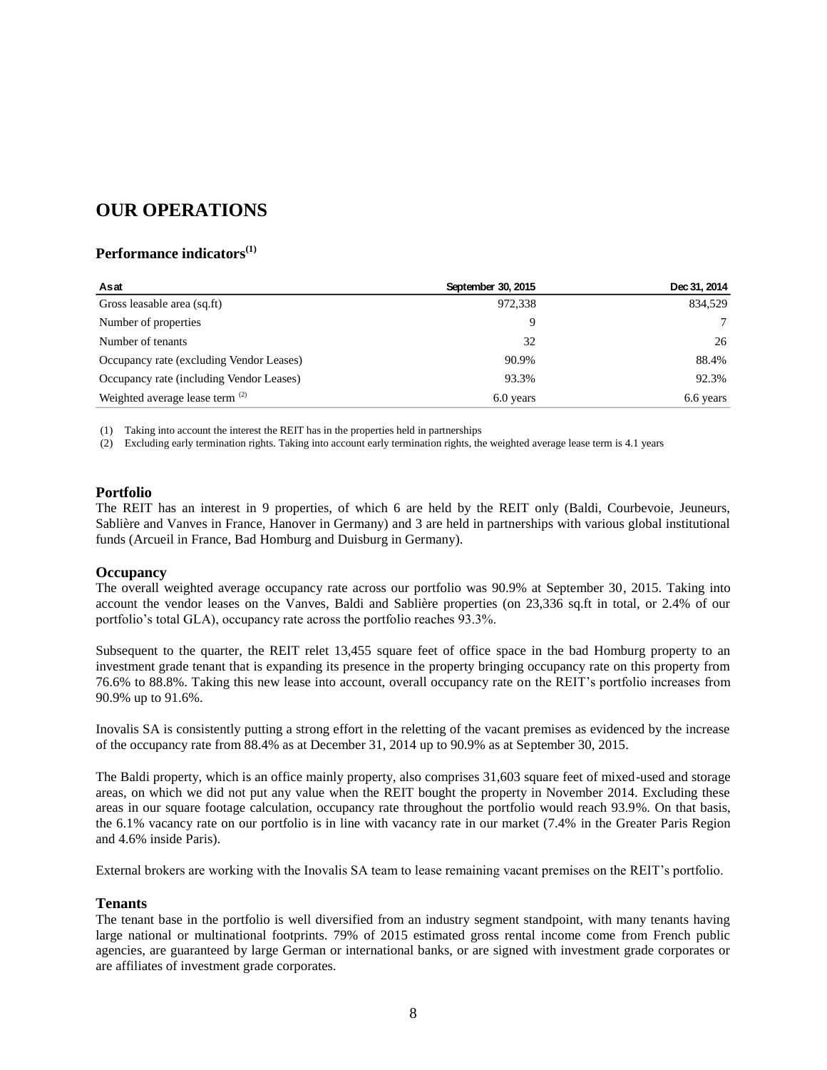# OUR OPERATIONS

## Performance indicators[(1)]

| As at | September 30, 2015 | Dec 31, 2014 |
|---|---|---|
| Gross leasable area (sq.ft) | 972,338 | 834,529 |
| Number of properties | 9 | 7 |
| Number of tenants | 32 | 26 |
| Occupancy rate (excluding Vendor Leases) | 90.9% | 88.4% |
| Occupancy rate (including Vendor Leases) | 93.3% | 92.3% |
| Weighted average lease term [(2)] | 6.0 years | 6.6 years |

(1) Taking into account the interest the REIT has in the properties held in partnerships

(2) Excluding early termination rights. Taking into account early termination rights, the weighted average lease term is 4.1 years

### Portfolio

The REIT has an interest in 9 properties, of which 6 are held by the REIT only (Baldi, Courbevoie, Jeuneurs, Sablière and Vanves in France, Hanover in Germany) and 3 are held in partnerships with various global institutional funds (Arcueil in France, Bad Homburg and Duisburg in Germany).

### Occupancy

The overall weighted average occupancy rate across our portfolio was 90.9% at September 30, 2015. Taking into account the vendor leases on the Vanves, Baldi and Sablière properties (on 23,336 sq.ft in total, or 2.4% of our portfolio's total GLA), occupancy rate across the portfolio reaches 93.3%.

Subsequent to the quarter, the REIT relet 13,455 square feet of office space in the bad Homburg property to an investment grade tenant that is expanding its presence in the property bringing occupancy rate on this property from 76.6% to 88.8%. Taking this new lease into account, overall occupancy rate on the REIT's portfolio increases from 90.9% up to 91.6%.

Inovalis SA is consistently putting a strong effort in the reletting of the vacant premises as evidenced by the increase of the occupancy rate from 88.4% as at December 31, 2014 up to 90.9% as at September 30, 2015.

The Baldi property, which is an office mainly property, also comprises 31,603 square feet of mixed-used and storage areas, on which we did not put any value when the REIT bought the property in November 2014. Excluding these areas in our square footage calculation, occupancy rate throughout the portfolio would reach 93.9%. On that basis, the 6.1% vacancy rate on our portfolio is in line with vacancy rate in our market (7.4% in the Greater Paris Region and 4.6% inside Paris).

External brokers are working with the Inovalis SA team to lease remaining vacant premises on the REIT's portfolio.

### Tenants

The tenant base in the portfolio is well diversified from an industry segment standpoint, with many tenants having large national or multinational footprints. 79% of 2015 estimated gross rental income come from French public agencies, are guaranteed by large German or international banks, or are signed with investment grade corporates or are affiliates of investment grade corporates.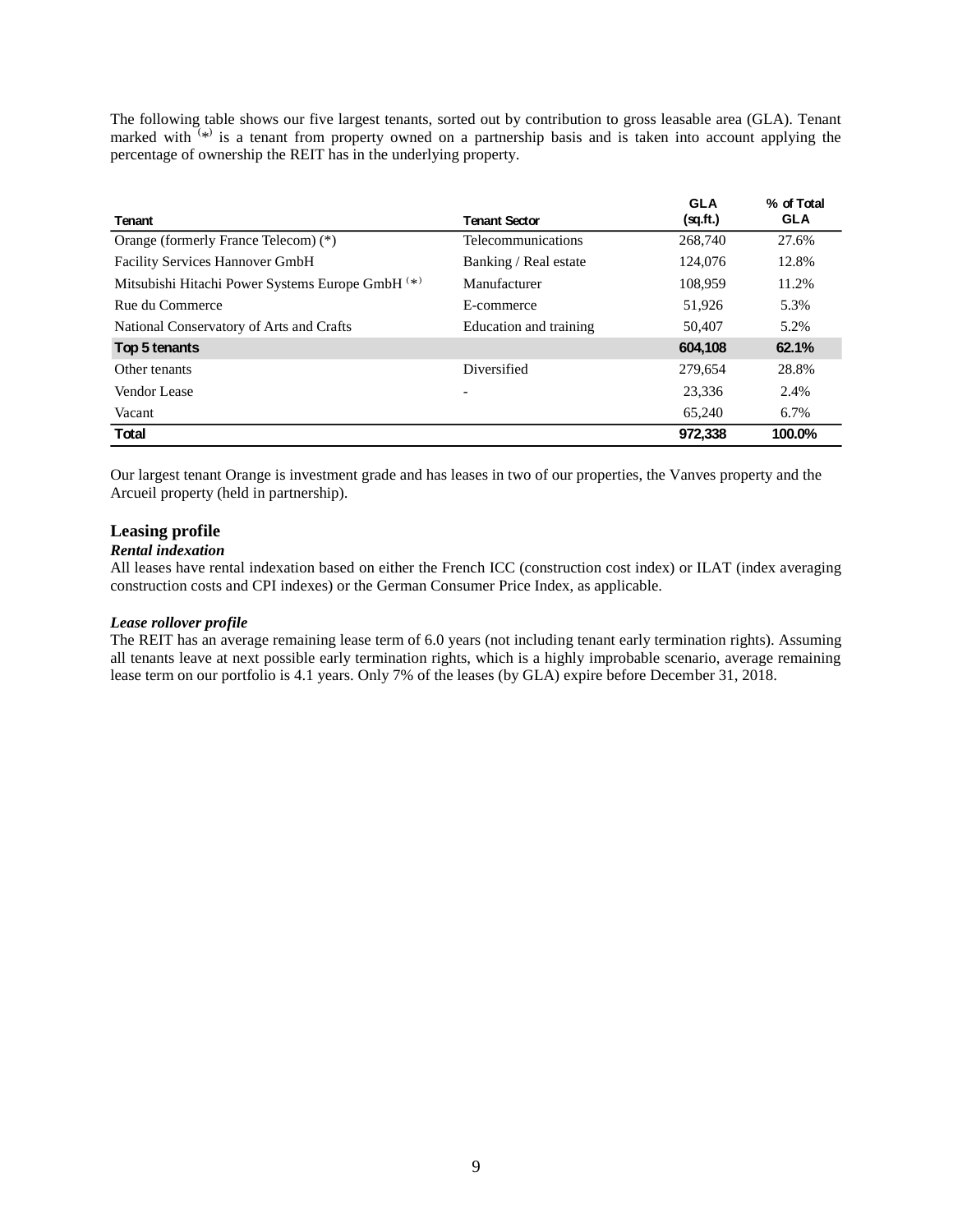The following table shows our five largest tenants, sorted out by contribution to gross leasable area (GLA). Tenant marked with (*) is a tenant from property owned on a partnership basis and is taken into account applying the percentage of ownership the REIT has in the underlying property.

| Tenant | Tenant Sector | GLA (sq.ft.) | % of Total GLA |
|---|---|---|---|
| Orange (formerly France Telecom) (*) | Telecommunications | 268,740 | 27.6% |
| Facility Services Hannover GmbH | Banking / Real estate | 124,076 | 12.8% |
| Mitsubishi Hitachi Power Systems Europe GmbH (*) | Manufacturer | 108,959 | 11.2% |
| Rue du Commerce | E-commerce | 51,926 | 5.3% |
| National Conservatory of Arts and Crafts | Education and training | 50,407 | 5.2% |
| **Top 5 tenants** | | **604,108** | **62.1%** |
| Other tenants | Diversified | 279,654 | 28.8% |
| Vendor Lease | - | 23,336 | 2.4% |
| Vacant | | 65,240 | 6.7% |
| **Total** | | **972,338** | **100.0%** |

Our largest tenant Orange is investment grade and has leases in two of our properties, the Vanves property and the Arcueil property (held in partnership).

## Leasing profile

***Rental indexation***

All leases have rental indexation based on either the French ICC (construction cost index) or ILAT (index averaging construction costs and CPI indexes) or the German Consumer Price Index, as applicable.

***Lease rollover profile***

The REIT has an average remaining lease term of 6.0 years (not including tenant early termination rights). Assuming all tenants leave at next possible early termination rights, which is a highly improbable scenario, average remaining lease term on our portfolio is 4.1 years. Only 7% of the leases (by GLA) expire before December 31, 2018.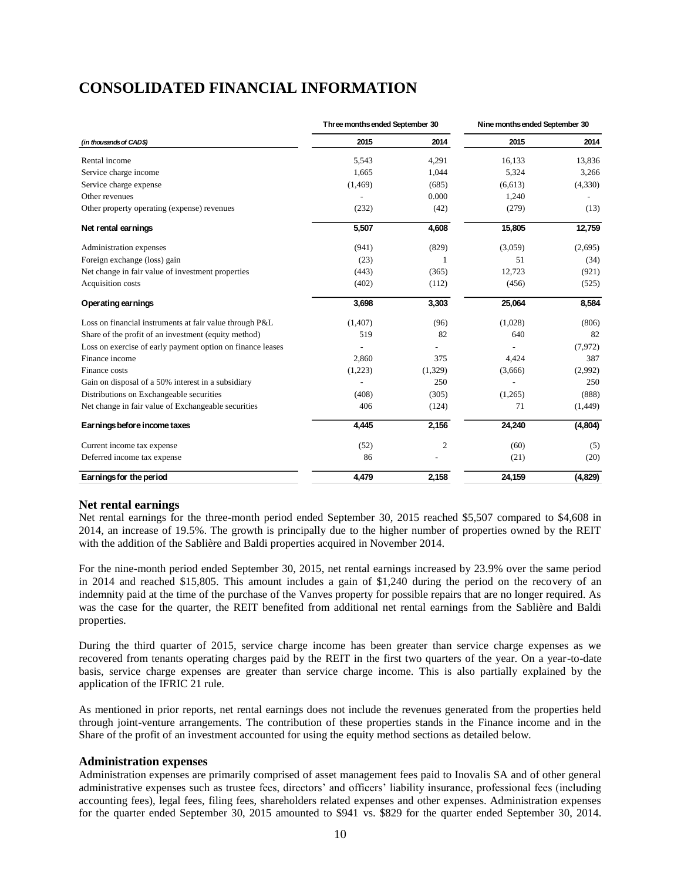# CONSOLIDATED FINANCIAL INFORMATION

| *(in thousands of CAD$)* | Three months ended September 30 | | Nine months ended September 30 | |
|---|---|---|---|---|
| | **2015** | **2014** | **2015** | **2014** |
| Rental income | 5,543 | 4,291 | 16,133 | 13,836 |
| Service charge income | 1,665 | 1,044 | 5,324 | 3,266 |
| Service charge expense | (1,469) | (685) | (6,613) | (4,330) |
| Other revenues | - | 0.000 | 1,240 | - |
| Other property operating (expense) revenues | (232) | (42) | (279) | (13) |
| **Net rental earnings** | **5,507** | **4,608** | **15,805** | **12,759** |
| Administration expenses | (941) | (829) | (3,059) | (2,695) |
| Foreign exchange (loss) gain | (23) | 1 | 51 | (34) |
| Net change in fair value of investment properties | (443) | (365) | 12,723 | (921) |
| Acquisition costs | (402) | (112) | (456) | (525) |
| **Operating earnings** | **3,698** | **3,303** | **25,064** | **8,584** |
| Loss on financial instruments at fair value through P&L | (1,407) | (96) | (1,028) | (806) |
| Share of the profit of an investment (equity method) | 519 | 82 | 640 | 82 |
| Loss on exercise of early payment option on finance leases | - | - | - | (7,972) |
| Finance income | 2,860 | 375 | 4,424 | 387 |
| Finance costs | (1,223) | (1,329) | (3,666) | (2,992) |
| Gain on disposal of a 50% interest in a subsidiary | - | 250 | - | 250 |
| Distributions on Exchangeable securities | (408) | (305) | (1,265) | (888) |
| Net change in fair value of Exchangeable securities | 406 | (124) | 71 | (1,449) |
| **Earnings before income taxes** | **4,445** | **2,156** | **24,240** | **(4,804)** |
| Current income tax expense | (52) | 2 | (60) | (5) |
| Deferred income tax expense | 86 | - | (21) | (20) |
| **Earnings for the period** | **4,479** | **2,158** | **24,159** | **(4,829)** |

### Net rental earnings

Net rental earnings for the three-month period ended September 30, 2015 reached \$5,507 compared to \$4,608 in 2014, an increase of 19.5%. The growth is principally due to the higher number of properties owned by the REIT with the addition of the Sablière and Baldi properties acquired in November 2014.

For the nine-month period ended September 30, 2015, net rental earnings increased by 23.9% over the same period in 2014 and reached \$15,805. This amount includes a gain of \$1,240 during the period on the recovery of an indemnity paid at the time of the purchase of the Vanves property for possible repairs that are no longer required. As was the case for the quarter, the REIT benefited from additional net rental earnings from the Sablière and Baldi properties.

During the third quarter of 2015, service charge income has been greater than service charge expenses as we recovered from tenants operating charges paid by the REIT in the first two quarters of the year. On a year-to-date basis, service charge expenses are greater than service charge income. This is also partially explained by the application of the IFRIC 21 rule.

As mentioned in prior reports, net rental earnings does not include the revenues generated from the properties held through joint-venture arrangements. The contribution of these properties stands in the Finance income and in the Share of the profit of an investment accounted for using the equity method sections as detailed below.

### Administration expenses

Administration expenses are primarily comprised of asset management fees paid to Inovalis SA and of other general administrative expenses such as trustee fees, directors' and officers' liability insurance, professional fees (including accounting fees), legal fees, filing fees, shareholders related expenses and other expenses. Administration expenses for the quarter ended September 30, 2015 amounted to \$941 vs. \$829 for the quarter ended September 30, 2014.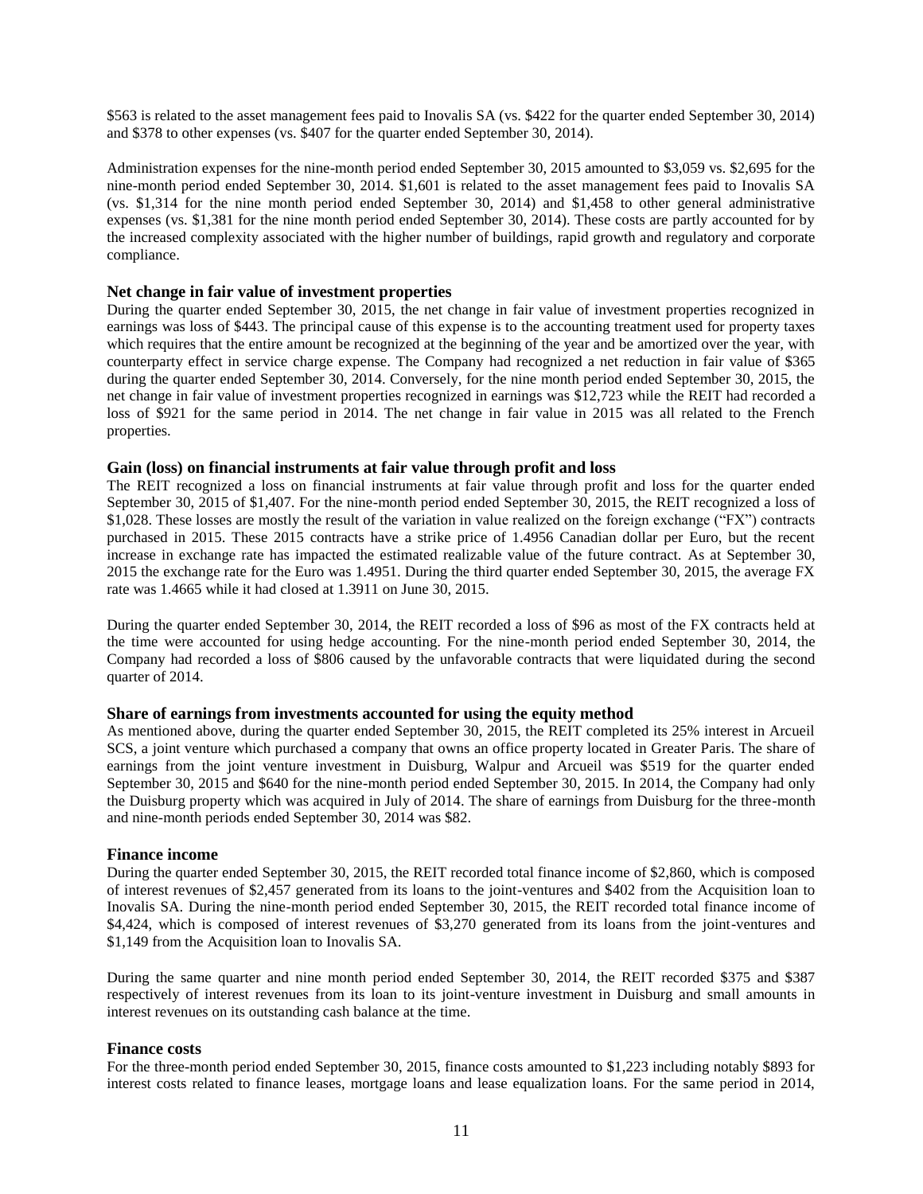$563 is related to the asset management fees paid to Inovalis SA (vs. $422 for the quarter ended September 30, 2014) and $378 to other expenses (vs. $407 for the quarter ended September 30, 2014).

Administration expenses for the nine-month period ended September 30, 2015 amounted to $3,059 vs. $2,695 for the nine-month period ended September 30, 2014. $1,601 is related to the asset management fees paid to Inovalis SA (vs. $1,314 for the nine month period ended September 30, 2014) and $1,458 to other general administrative expenses (vs. $1,381 for the nine month period ended September 30, 2014). These costs are partly accounted for by the increased complexity associated with the higher number of buildings, rapid growth and regulatory and corporate compliance.

### Net change in fair value of investment properties

During the quarter ended September 30, 2015, the net change in fair value of investment properties recognized in earnings was loss of $443. The principal cause of this expense is to the accounting treatment used for property taxes which requires that the entire amount be recognized at the beginning of the year and be amortized over the year, with counterparty effect in service charge expense. The Company had recognized a net reduction in fair value of $365 during the quarter ended September 30, 2014. Conversely, for the nine month period ended September 30, 2015, the net change in fair value of investment properties recognized in earnings was $12,723 while the REIT had recorded a loss of $921 for the same period in 2014. The net change in fair value in 2015 was all related to the French properties.

### Gain (loss) on financial instruments at fair value through profit and loss

The REIT recognized a loss on financial instruments at fair value through profit and loss for the quarter ended September 30, 2015 of $1,407. For the nine-month period ended September 30, 2015, the REIT recognized a loss of $1,028. These losses are mostly the result of the variation in value realized on the foreign exchange ("FX") contracts purchased in 2015. These 2015 contracts have a strike price of 1.4956 Canadian dollar per Euro, but the recent increase in exchange rate has impacted the estimated realizable value of the future contract. As at September 30, 2015 the exchange rate for the Euro was 1.4951. During the third quarter ended September 30, 2015, the average FX rate was 1.4665 while it had closed at 1.3911 on June 30, 2015.

During the quarter ended September 30, 2014, the REIT recorded a loss of $96 as most of the FX contracts held at the time were accounted for using hedge accounting. For the nine-month period ended September 30, 2014, the Company had recorded a loss of $806 caused by the unfavorable contracts that were liquidated during the second quarter of 2014.

### Share of earnings from investments accounted for using the equity method

As mentioned above, during the quarter ended September 30, 2015, the REIT completed its 25% interest in Arcueil SCS, a joint venture which purchased a company that owns an office property located in Greater Paris. The share of earnings from the joint venture investment in Duisburg, Walpur and Arcueil was $519 for the quarter ended September 30, 2015 and $640 for the nine-month period ended September 30, 2015. In 2014, the Company had only the Duisburg property which was acquired in July of 2014. The share of earnings from Duisburg for the three-month and nine-month periods ended September 30, 2014 was $82.

### Finance income

During the quarter ended September 30, 2015, the REIT recorded total finance income of $2,860, which is composed of interest revenues of $2,457 generated from its loans to the joint-ventures and $402 from the Acquisition loan to Inovalis SA. During the nine-month period ended September 30, 2015, the REIT recorded total finance income of $4,424, which is composed of interest revenues of $3,270 generated from its loans from the joint-ventures and $1,149 from the Acquisition loan to Inovalis SA.

During the same quarter and nine month period ended September 30, 2014, the REIT recorded $375 and $387 respectively of interest revenues from its loan to its joint-venture investment in Duisburg and small amounts in interest revenues on its outstanding cash balance at the time.

### Finance costs

For the three-month period ended September 30, 2015, finance costs amounted to $1,223 including notably $893 for interest costs related to finance leases, mortgage loans and lease equalization loans. For the same period in 2014,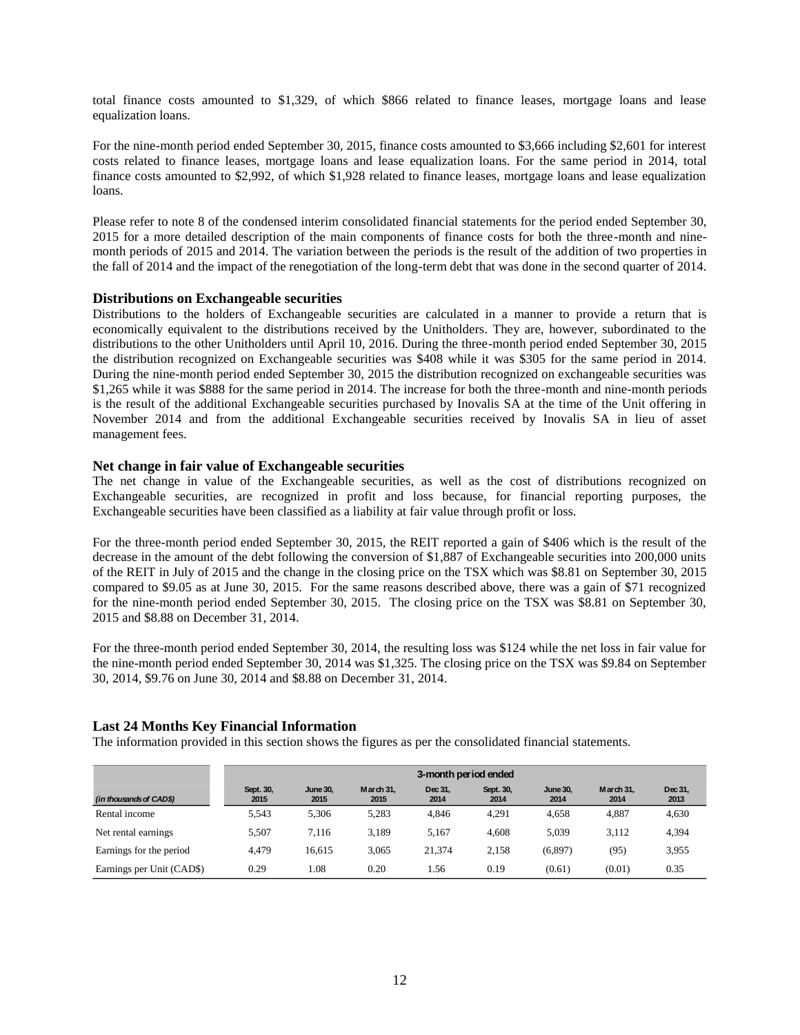total finance costs amounted to \$1,329, of which \$866 related to finance leases, mortgage loans and lease equalization loans.

For the nine-month period ended September 30, 2015, finance costs amounted to \$3,666 including \$2,601 for interest costs related to finance leases, mortgage loans and lease equalization loans. For the same period in 2014, total finance costs amounted to \$2,992, of which \$1,928 related to finance leases, mortgage loans and lease equalization loans.

Please refer to note 8 of the condensed interim consolidated financial statements for the period ended September 30, 2015 for a more detailed description of the main components of finance costs for both the three-month and nine-month periods of 2015 and 2014. The variation between the periods is the result of the addition of two properties in the fall of 2014 and the impact of the renegotiation of the long-term debt that was done in the second quarter of 2014.

### Distributions on Exchangeable securities

Distributions to the holders of Exchangeable securities are calculated in a manner to provide a return that is economically equivalent to the distributions received by the Unitholders. They are, however, subordinated to the distributions to the other Unitholders until April 10, 2016. During the three-month period ended September 30, 2015 the distribution recognized on Exchangeable securities was \$408 while it was \$305 for the same period in 2014. During the nine-month period ended September 30, 2015 the distribution recognized on exchangeable securities was \$1,265 while it was \$888 for the same period in 2014. The increase for both the three-month and nine-month periods is the result of the additional Exchangeable securities purchased by Inovalis SA at the time of the Unit offering in November 2014 and from the additional Exchangeable securities received by Inovalis SA in lieu of asset management fees.

### Net change in fair value of Exchangeable securities

The net change in value of the Exchangeable securities, as well as the cost of distributions recognized on Exchangeable securities, are recognized in profit and loss because, for financial reporting purposes, the Exchangeable securities have been classified as a liability at fair value through profit or loss.

For the three-month period ended September 30, 2015, the REIT reported a gain of \$406 which is the result of the decrease in the amount of the debt following the conversion of \$1,887 of Exchangeable securities into 200,000 units of the REIT in July of 2015 and the change in the closing price on the TSX which was \$8.81 on September 30, 2015 compared to \$9.05 as at June 30, 2015. For the same reasons described above, there was a gain of \$71 recognized for the nine-month period ended September 30, 2015. The closing price on the TSX was \$8.81 on September 30, 2015 and \$8.88 on December 31, 2014.

For the three-month period ended September 30, 2014, the resulting loss was \$124 while the net loss in fair value for the nine-month period ended September 30, 2014 was \$1,325. The closing price on the TSX was \$9.84 on September 30, 2014, \$9.76 on June 30, 2014 and \$8.88 on December 31, 2014.

### Last 24 Months Key Financial Information

The information provided in this section shows the figures as per the consolidated financial statements.

| | 3-month period ended | | | | | | | |
|---|---|---|---|---|---|---|---|---|
| *(in thousands of CAD\$)* | Sept. 30, 2015 | June 30, 2015 | March 31, 2015 | Dec 31, 2014 | Sept. 30, 2014 | June 30, 2014 | March 31, 2014 | Dec 31, 2013 |
| Rental income | 5,543 | 5,306 | 5,283 | 4,846 | 4,291 | 4,658 | 4,887 | 4,630 |
| Net rental earnings | 5,507 | 7,116 | 3,189 | 5,167 | 4,608 | 5,039 | 3,112 | 4,394 |
| Earnings for the period | 4,479 | 16,615 | 3,065 | 21,374 | 2,158 | (6,897) | (95) | 3,955 |
| Earnings per Unit (CAD\$) | 0.29 | 1.08 | 0.20 | 1.56 | 0.19 | (0.61) | (0.01) | 0.35 |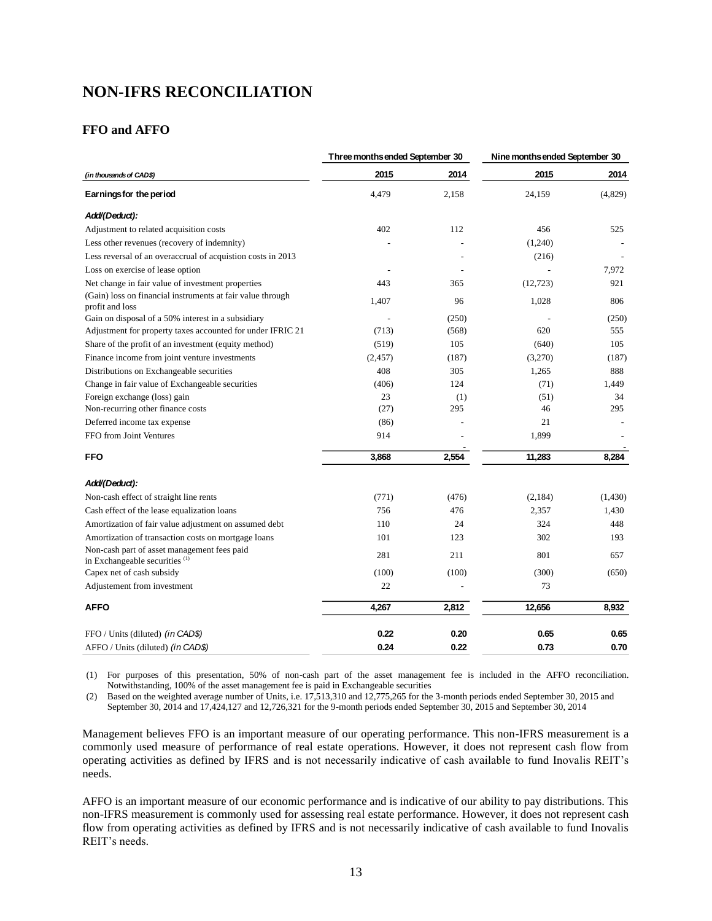# NON-IFRS RECONCILIATION

## FFO and AFFO

| | Three months ended September 30 | | Nine months ended September 30 | |
|---|---|---|---|---|
| *(in thousands of CAD$)* | 2015 | 2014 | 2015 | 2014 |
| **Earnings for the period** | 4,479 | 2,158 | 24,159 | (4,829) |
| ***Add/(Deduct):*** | | | | |
| Adjustment to related acquisition costs | 402 | 112 | 456 | 525 |
| Less other revenues (recovery of indemnity) | - | - | (1,240) | - |
| Less reversal of an overaccrual of acquistion costs in 2013 | | - | (216) | - |
| Loss on exercise of lease option | - | - | - | 7,972 |
| Net change in fair value of investment properties | 443 | 365 | (12,723) | 921 |
| (Gain) loss on financial instruments at fair value through profit and loss | 1,407 | 96 | 1,028 | 806 |
| Gain on disposal of a 50% interest in a subsidiary | - | (250) | - | (250) |
| Adjustment for property taxes accounted for under IFRIC 21 | (713) | (568) | 620 | 555 |
| Share of the profit of an investment (equity method) | (519) | 105 | (640) | 105 |
| Finance income from joint venture investments | (2,457) | (187) | (3,270) | (187) |
| Distributions on Exchangeable securities | 408 | 305 | 1,265 | 888 |
| Change in fair value of Exchangeable securities | (406) | 124 | (71) | 1,449 |
| Foreign exchange (loss) gain | 23 | (1) | (51) | 34 |
| Non-recurring other finance costs | (27) | 295 | 46 | 295 |
| Deferred income tax expense | (86) | - | 21 | - |
| FFO from Joint Ventures | 914 | - | 1,899 | - |
| **FFO** | **3,868** | **2,554** | **11,283** | **8,284** |
| ***Add/(Deduct):*** | | | | |
| Non-cash effect of straight line rents | (771) | (476) | (2,184) | (1,430) |
| Cash effect of the lease equalization loans | 756 | 476 | 2,357 | 1,430 |
| Amortization of fair value adjustment on assumed debt | 110 | 24 | 324 | 448 |
| Amortization of transaction costs on mortgage loans | 101 | 123 | 302 | 193 |
| Non-cash part of asset management fees paid in Exchangeable securities [(1)] | 281 | 211 | 801 | 657 |
| Capex net of cash subsidy | (100) | (100) | (300) | (650) |
| Adjustement from investment | 22 | - | 73 | |
| **AFFO** | **4,267** | **2,812** | **12,656** | **8,932** |
| FFO / Units (diluted) *(in CAD$)* | **0.22** | **0.20** | **0.65** | **0.65** |
| AFFO / Units (diluted) *(in CAD$)* | **0.24** | **0.22** | **0.73** | **0.70** |

(1) For purposes of this presentation, 50% of non-cash part of the asset management fee is included in the AFFO reconciliation. Notwithstanding, 100% of the asset management fee is paid in Exchangeable securities

(2) Based on the weighted average number of Units, i.e. 17,513,310 and 12,775,265 for the 3-month periods ended September 30, 2015 and September 30, 2014 and 17,424,127 and 12,726,321 for the 9-month periods ended September 30, 2015 and September 30, 2014

Management believes FFO is an important measure of our operating performance. This non-IFRS measurement is a commonly used measure of performance of real estate operations. However, it does not represent cash flow from operating activities as defined by IFRS and is not necessarily indicative of cash available to fund Inovalis REIT's needs.

AFFO is an important measure of our economic performance and is indicative of our ability to pay distributions. This non-IFRS measurement is commonly used for assessing real estate performance. However, it does not represent cash flow from operating activities as defined by IFRS and is not necessarily indicative of cash available to fund Inovalis REIT's needs.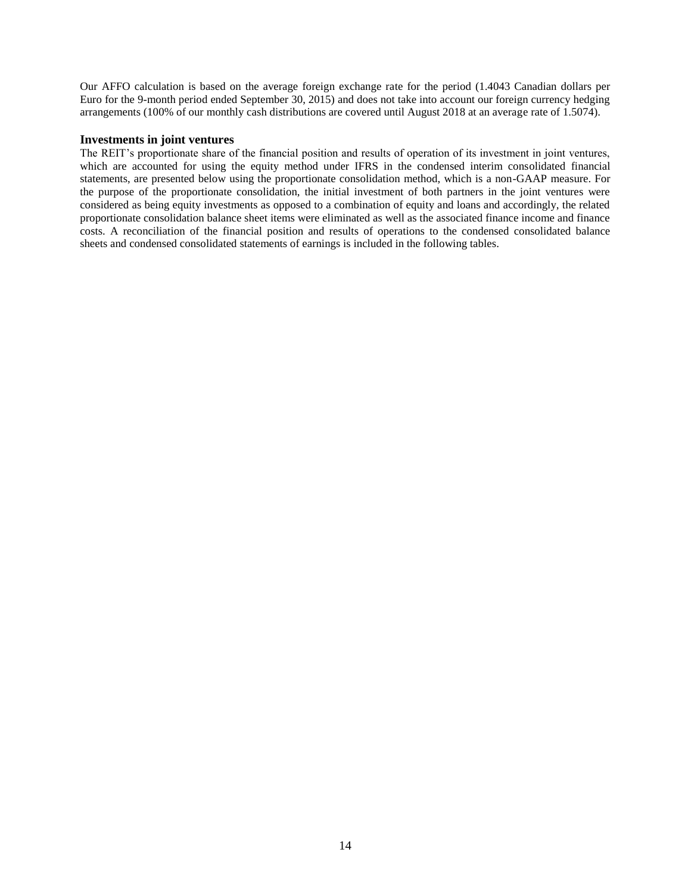Our AFFO calculation is based on the average foreign exchange rate for the period (1.4043 Canadian dollars per Euro for the 9-month period ended September 30, 2015) and does not take into account our foreign currency hedging arrangements (100% of our monthly cash distributions are covered until August 2018 at an average rate of 1.5074).

### Investments in joint ventures

The REIT's proportionate share of the financial position and results of operation of its investment in joint ventures, which are accounted for using the equity method under IFRS in the condensed interim consolidated financial statements, are presented below using the proportionate consolidation method, which is a non-GAAP measure. For the purpose of the proportionate consolidation, the initial investment of both partners in the joint ventures were considered as being equity investments as opposed to a combination of equity and loans and accordingly, the related proportionate consolidation balance sheet items were eliminated as well as the associated finance income and finance costs. A reconciliation of the financial position and results of operations to the condensed consolidated balance sheets and condensed consolidated statements of earnings is included in the following tables.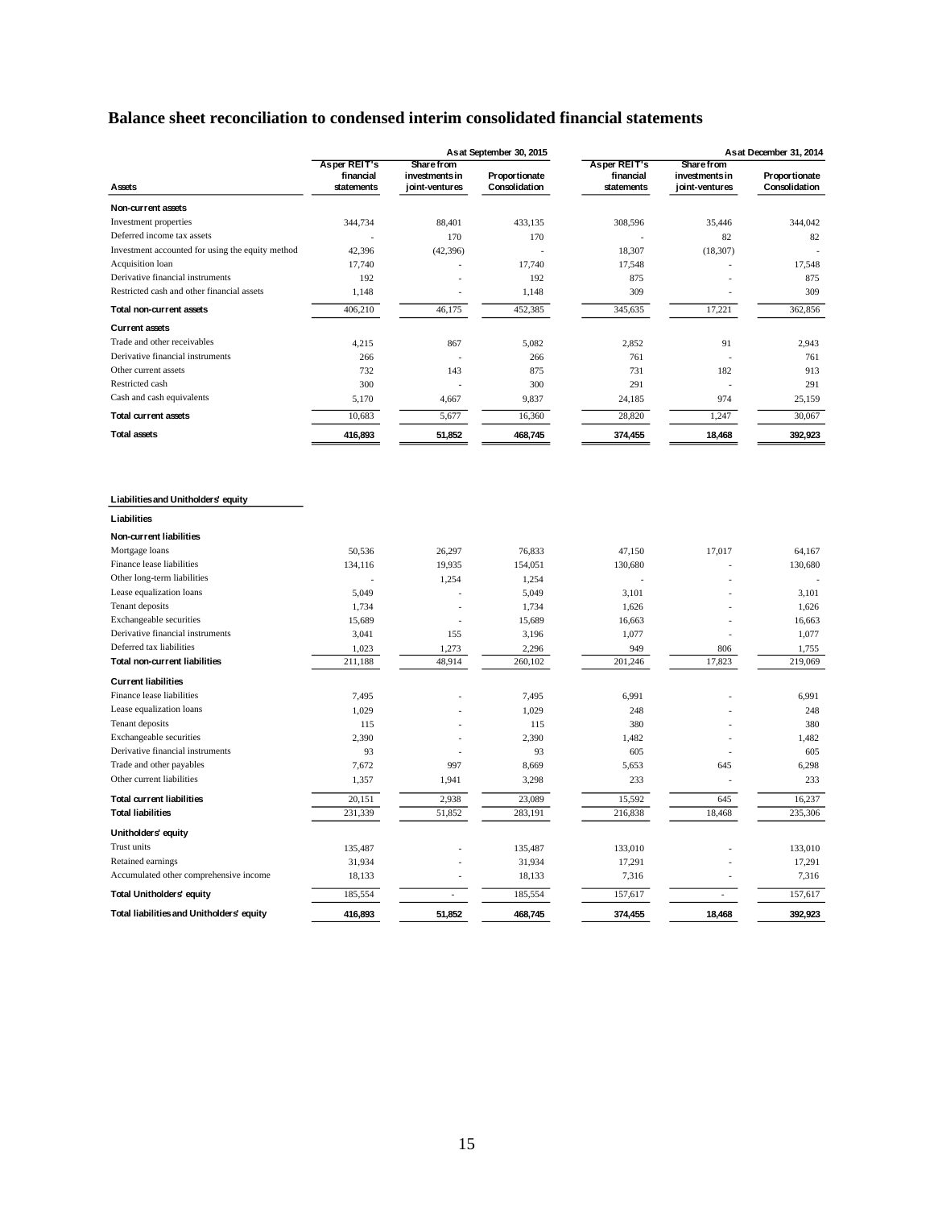## Balance sheet reconciliation to condensed interim consolidated financial statements

| | As at September 30, 2015 | | | As at December 31, 2014 | | |
|---|---|---|---|---|---|---|
| **Assets** | As per REIT's financial statements | Share from investments in joint-ventures | Proportionate Consolidation | As per REIT's financial statements | Share from investments in joint-ventures | Proportionate Consolidation |
| **Non-current assets** | | | | | | |
| Investment properties | 344,734 | 88,401 | 433,135 | 308,596 | 35,446 | 344,042 |
| Deferred income tax assets | - | 170 | 170 | - | 82 | 82 |
| Investment accounted for using the equity method | 42,396 | (42,396) | - | 18,307 | (18,307) | - |
| Acquisition loan | 17,740 | - | 17,740 | 17,548 | - | 17,548 |
| Derivative financial instruments | 192 | - | 192 | 875 | - | 875 |
| Restricted cash and other financial assets | 1,148 | - | 1,148 | 309 | - | 309 |
| **Total non-current assets** | 406,210 | 46,175 | 452,385 | 345,635 | 17,221 | 362,856 |
| **Current assets** | | | | | | |
| Trade and other receivables | 4,215 | 867 | 5,082 | 2,852 | 91 | 2,943 |
| Derivative financial instruments | 266 | - | 266 | 761 | - | 761 |
| Other current assets | 732 | 143 | 875 | 731 | 182 | 913 |
| Restricted cash | 300 | - | 300 | 291 | - | 291 |
| Cash and cash equivalents | 5,170 | 4,667 | 9,837 | 24,185 | 974 | 25,159 |
| **Total current assets** | 10,683 | 5,677 | 16,360 | 28,820 | 1,247 | 30,067 |
| **Total assets** | **416,893** | **51,852** | **468,745** | **374,455** | **18,468** | **392,923** |

| **Liabilities and Unitholders' equity** | | | | | | |
|---|---|---|---|---|---|---|
| **Liabilities** | | | | | | |
| **Non-current liabilities** | | | | | | |
| Mortgage loans | 50,536 | 26,297 | 76,833 | 47,150 | 17,017 | 64,167 |
| Finance lease liabilities | 134,116 | 19,935 | 154,051 | 130,680 | - | 130,680 |
| Other long-term liabilities | - | 1,254 | 1,254 | - | - | - |
| Lease equalization loans | 5,049 | - | 5,049 | 3,101 | - | 3,101 |
| Tenant deposits | 1,734 | - | 1,734 | 1,626 | - | 1,626 |
| Exchangeable securities | 15,689 | - | 15,689 | 16,663 | - | 16,663 |
| Derivative financial instruments | 3,041 | 155 | 3,196 | 1,077 | - | 1,077 |
| Deferred tax liabilities | 1,023 | 1,273 | 2,296 | 949 | 806 | 1,755 |
| **Total non-current liabilities** | 211,188 | 48,914 | 260,102 | 201,246 | 17,823 | 219,069 |
| **Current liabilities** | | | | | | |
| Finance lease liabilities | 7,495 | - | 7,495 | 6,991 | - | 6,991 |
| Lease equalization loans | 1,029 | - | 1,029 | 248 | - | 248 |
| Tenant deposits | 115 | - | 115 | 380 | - | 380 |
| Exchangeable securities | 2,390 | - | 2,390 | 1,482 | - | 1,482 |
| Derivative financial instruments | 93 | - | 93 | 605 | - | 605 |
| Trade and other payables | 7,672 | 997 | 8,669 | 5,653 | 645 | 6,298 |
| Other current liabilities | 1,357 | 1,941 | 3,298 | 233 | - | 233 |
| **Total current liabilities** | 20,151 | 2,938 | 23,089 | 15,592 | 645 | 16,237 |
| **Total liabilities** | 231,339 | 51,852 | 283,191 | 216,838 | 18,468 | 235,306 |
| **Unitholders' equity** | | | | | | |
| Trust units | 135,487 | - | 135,487 | 133,010 | - | 133,010 |
| Retained earnings | 31,934 | - | 31,934 | 17,291 | - | 17,291 |
| Accumulated other comprehensive income | 18,133 | - | 18,133 | 7,316 | - | 7,316 |
| **Total Unitholders' equity** | 185,554 | - | 185,554 | 157,617 | - | 157,617 |
| **Total liabilities and Unitholders' equity** | **416,893** | **51,852** | **468,745** | **374,455** | **18,468** | **392,923** |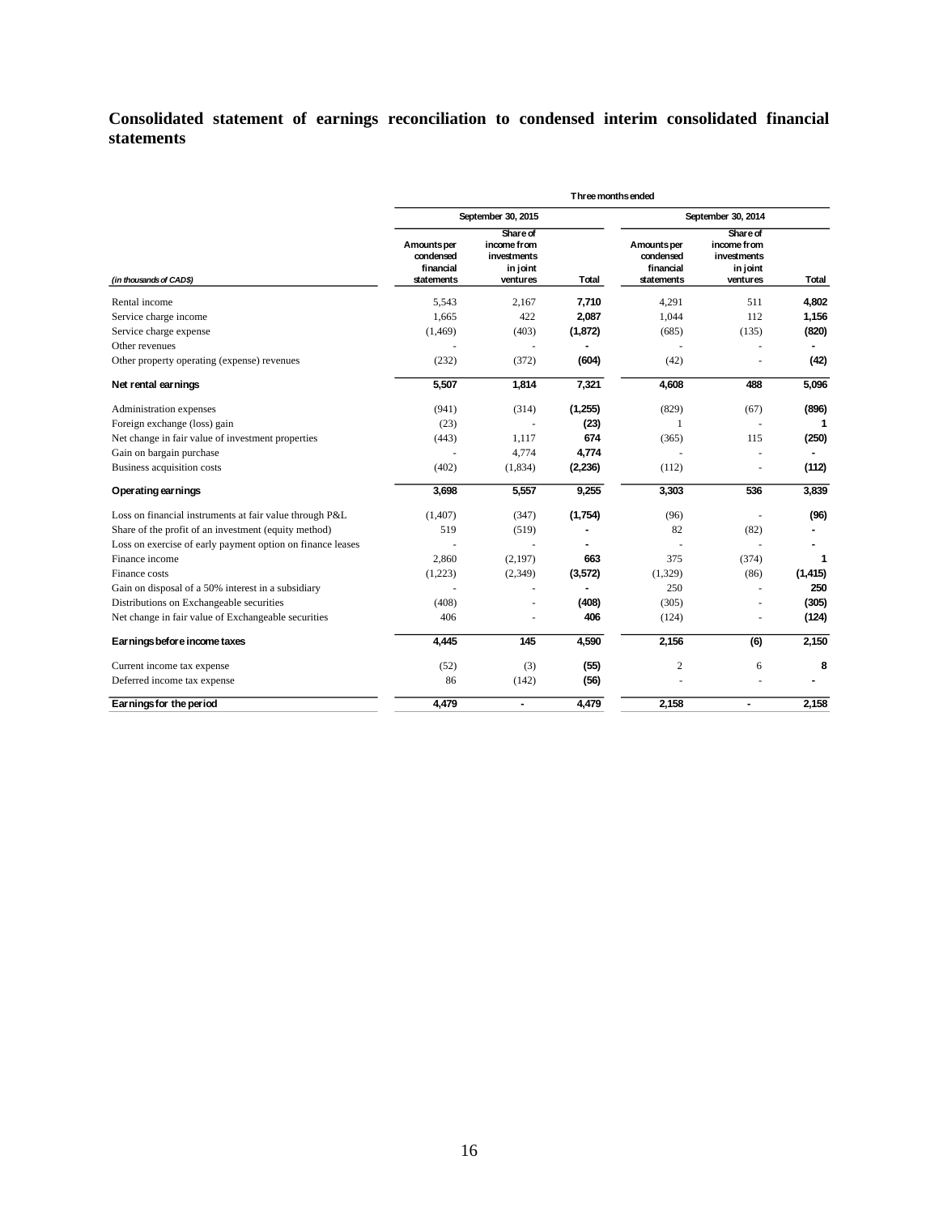## Consolidated statement of earnings reconciliation to condensed interim consolidated financial statements

| | Three months ended | | | | | |
|---|---|---|---|---|---|---|
| | September 30, 2015 | | | September 30, 2014 | | |
| *(in thousands of CAD$)* | Amounts per condensed financial statements | Share of income from investments in joint ventures | Total | Amounts per condensed financial statements | Share of income from investments in joint ventures | Total |
| Rental income | 5,543 | 2,167 | **7,710** | 4,291 | 511 | **4,802** |
| Service charge income | 1,665 | 422 | **2,087** | 1,044 | 112 | **1,156** |
| Service charge expense | (1,469) | (403) | **(1,872)** | (685) | (135) | **(820)** |
| Other revenues | - | - | **-** | - | - | **-** |
| Other property operating (expense) revenues | (232) | (372) | **(604)** | (42) | - | **(42)** |
| **Net rental earnings** | **5,507** | **1,814** | **7,321** | **4,608** | **488** | **5,096** |
| Administration expenses | (941) | (314) | **(1,255)** | (829) | (67) | **(896)** |
| Foreign exchange (loss) gain | (23) | - | **(23)** | 1 | - | **1** |
| Net change in fair value of investment properties | (443) | 1,117 | **674** | (365) | 115 | **(250)** |
| Gain on bargain purchase | - | 4,774 | **4,774** | - | - | **-** |
| Business acquisition costs | (402) | (1,834) | **(2,236)** | (112) | - | **(112)** |
| **Operating earnings** | **3,698** | **5,557** | **9,255** | **3,303** | **536** | **3,839** |
| Loss on financial instruments at fair value through P&L | (1,407) | (347) | **(1,754)** | (96) | - | **(96)** |
| Share of the profit of an investment (equity method) | 519 | (519) | **-** | 82 | (82) | **-** |
| Loss on exercise of early payment option on finance leases | - | - | **-** | - | - | **-** |
| Finance income | 2,860 | (2,197) | **663** | 375 | (374) | **1** |
| Finance costs | (1,223) | (2,349) | **(3,572)** | (1,329) | (86) | **(1,415)** |
| Gain on disposal of a 50% interest in a subsidiary | - | - | **-** | 250 | - | **250** |
| Distributions on Exchangeable securities | (408) | - | **(408)** | (305) | - | **(305)** |
| Net change in fair value of Exchangeable securities | 406 | - | **406** | (124) | - | **(124)** |
| **Earnings before income taxes** | **4,445** | **145** | **4,590** | **2,156** | **(6)** | **2,150** |
| Current income tax expense | (52) | (3) | **(55)** | 2 | 6 | **8** |
| Deferred income tax expense | 86 | (142) | **(56)** | - | - | **-** |
| **Earnings for the period** | **4,479** | **-** | **4,479** | **2,158** | **-** | **2,158** |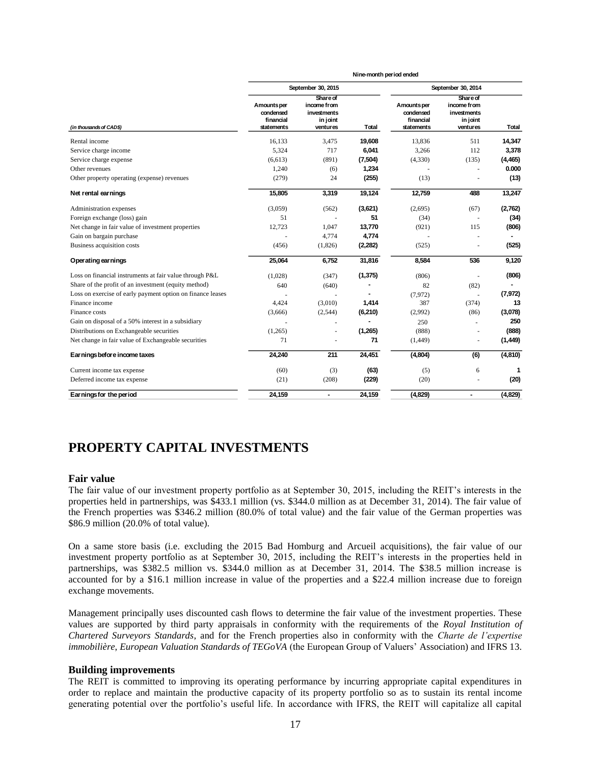| (in thousands of CAD$) | Nine-month period ended | | | | | |
|---|---|---|---|---|---|---|
| | September 30, 2015 | | | September 30, 2014 | | |
| | Amounts per condensed financial statements | Share of income from investments in joint ventures | Total | Amounts per condensed financial statements | Share of income from investments in joint ventures | Total |
| Rental income | 16,133 | 3,475 | **19,608** | 13,836 | 511 | **14,347** |
| Service charge income | 5,324 | 717 | **6,041** | 3,266 | 112 | **3,378** |
| Service charge expense | (6,613) | (891) | **(7,504)** | (4,330) | (135) | **(4,465)** |
| Other revenues | 1,240 | (6) | **1,234** | - | - | **0.000** |
| Other property operating (expense) revenues | (279) | 24 | **(255)** | (13) | - | **(13)** |
| **Net rental earnings** | **15,805** | **3,319** | **19,124** | **12,759** | **488** | **13,247** |
| Administration expenses | (3,059) | (562) | **(3,621)** | (2,695) | (67) | **(2,762)** |
| Foreign exchange (loss) gain | 51 | - | **51** | (34) | - | **(34)** |
| Net change in fair value of investment properties | 12,723 | 1,047 | **13,770** | (921) | 115 | **(806)** |
| Gain on bargain purchase | - | 4,774 | **4,774** | - | - | **-** |
| Business acquisition costs | (456) | (1,826) | **(2,282)** | (525) | - | **(525)** |
| **Operating earnings** | **25,064** | **6,752** | **31,816** | **8,584** | **536** | **9,120** |
| Loss on financial instruments at fair value through P&L | (1,028) | (347) | **(1,375)** | (806) | - | **(806)** |
| Share of the profit of an investment (equity method) | 640 | (640) | **-** | 82 | (82) | **-** |
| Loss on exercise of early payment option on finance leases | - | - | **-** | (7,972) | - | **(7,972)** |
| Finance income | 4,424 | (3,010) | **1,414** | 387 | (374) | **13** |
| Finance costs | (3,666) | (2,544) | **(6,210)** | (2,992) | (86) | **(3,078)** |
| Gain on disposal of a 50% interest in a subsidiary | - | - | **-** | 250 | - | **250** |
| Distributions on Exchangeable securities | (1,265) | - | **(1,265)** | (888) | - | **(888)** |
| Net change in fair value of Exchangeable securities | 71 | - | **71** | (1,449) | - | **(1,449)** |
| **Earnings before income taxes** | **24,240** | **211** | **24,451** | **(4,804)** | **(6)** | **(4,810)** |
| Current income tax expense | (60) | (3) | **(63)** | (5) | 6 | **1** |
| Deferred income tax expense | (21) | (208) | **(229)** | (20) | - | **(20)** |
| **Earnings for the period** | **24,159** | **-** | **24,159** | **(4,829)** | **-** | **(4,829)** |

# PROPERTY CAPITAL INVESTMENTS

### Fair value

The fair value of our investment property portfolio as at September 30, 2015, including the REIT's interests in the properties held in partnerships, was $433.1 million (vs. $344.0 million as at December 31, 2014). The fair value of the French properties was $346.2 million (80.0% of total value) and the fair value of the German properties was $86.9 million (20.0% of total value).

On a same store basis (i.e. excluding the 2015 Bad Homburg and Arcueil acquisitions), the fair value of our investment property portfolio as at September 30, 2015, including the REIT's interests in the properties held in partnerships, was $382.5 million vs. $344.0 million as at December 31, 2014. The $38.5 million increase is accounted for by a $16.1 million increase in value of the properties and a $22.4 million increase due to foreign exchange movements.

Management principally uses discounted cash flows to determine the fair value of the investment properties. These values are supported by third party appraisals in conformity with the requirements of the *Royal Institution of Chartered Surveyors Standards*, and for the French properties also in conformity with the *Charte de l'expertise immobilière, European Valuation Standards of TEGoVA* (the European Group of Valuers' Association) and IFRS 13.

### Building improvements

The REIT is committed to improving its operating performance by incurring appropriate capital expenditures in order to replace and maintain the productive capacity of its property portfolio so as to sustain its rental income generating potential over the portfolio's useful life. In accordance with IFRS, the REIT will capitalize all capital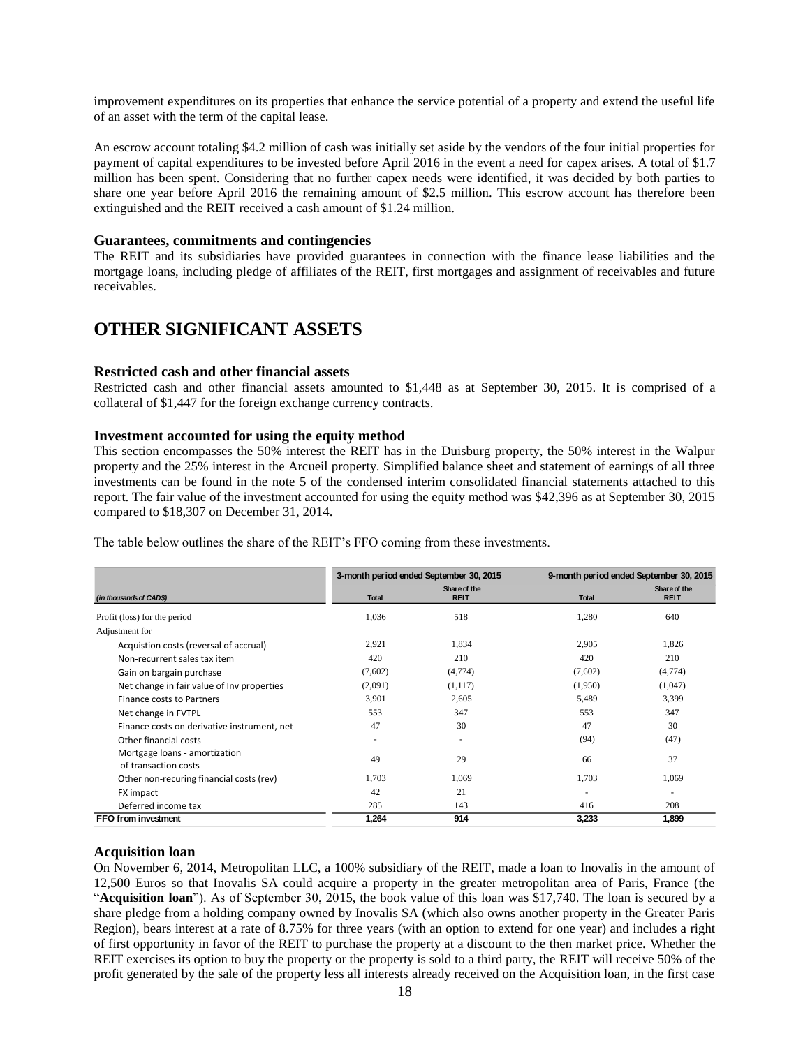improvement expenditures on its properties that enhance the service potential of a property and extend the useful life of an asset with the term of the capital lease.

An escrow account totaling $4.2 million of cash was initially set aside by the vendors of the four initial properties for payment of capital expenditures to be invested before April 2016 in the event a need for capex arises. A total of $1.7 million has been spent. Considering that no further capex needs were identified, it was decided by both parties to share one year before April 2016 the remaining amount of $2.5 million. This escrow account has therefore been extinguished and the REIT received a cash amount of $1.24 million.

### Guarantees, commitments and contingencies

The REIT and its subsidiaries have provided guarantees in connection with the finance lease liabilities and the mortgage loans, including pledge of affiliates of the REIT, first mortgages and assignment of receivables and future receivables.

## OTHER SIGNIFICANT ASSETS

### Restricted cash and other financial assets

Restricted cash and other financial assets amounted to $1,448 as at September 30, 2015. It is comprised of a collateral of $1,447 for the foreign exchange currency contracts.

### Investment accounted for using the equity method

This section encompasses the 50% interest the REIT has in the Duisburg property, the 50% interest in the Walpur property and the 25% interest in the Arcueil property. Simplified balance sheet and statement of earnings of all three investments can be found in the note 5 of the condensed interim consolidated financial statements attached to this report. The fair value of the investment accounted for using the equity method was $42,396 as at September 30, 2015 compared to $18,307 on December 31, 2014.

The table below outlines the share of the REIT's FFO coming from these investments.

| | 3-month period ended September 30, 2015 | | 9-month period ended September 30, 2015 | |
|---|---|---|---|---|
| *(in thousands of CAD$)* | Total | Share of the REIT | Total | Share of the REIT |
| Profit (loss) for the period | 1,036 | 518 | 1,280 | 640 |
| Adjustment for | | | | |
| Acquistion costs (reversal of accrual) | 2,921 | 1,834 | 2,905 | 1,826 |
| Non-recurrent sales tax item | 420 | 210 | 420 | 210 |
| Gain on bargain purchase | (7,602) | (4,774) | (7,602) | (4,774) |
| Net change in fair value of Inv properties | (2,091) | (1,117) | (1,950) | (1,047) |
| Finance costs to Partners | 3,901 | 2,605 | 5,489 | 3,399 |
| Net change in FVTPL | 553 | 347 | 553 | 347 |
| Finance costs on derivative instrument, net | 47 | 30 | 47 | 30 |
| Other financial costs | - | - | (94) | (47) |
| Mortgage loans - amortization of transaction costs | 49 | 29 | 66 | 37 |
| Other non-recuring financial costs (rev) | 1,703 | 1,069 | 1,703 | 1,069 |
| FX impact | 42 | 21 | - | - |
| Deferred income tax | 285 | 143 | 416 | 208 |
| **FFO from investment** | **1,264** | **914** | **3,233** | **1,899** |

### Acquisition loan

On November 6, 2014, Metropolitan LLC, a 100% subsidiary of the REIT, made a loan to Inovalis in the amount of 12,500 Euros so that Inovalis SA could acquire a property in the greater metropolitan area of Paris, France (the "**Acquisition loan**"). As of September 30, 2015, the book value of this loan was $17,740. The loan is secured by a share pledge from a holding company owned by Inovalis SA (which also owns another property in the Greater Paris Region), bears interest at a rate of 8.75% for three years (with an option to extend for one year) and includes a right of first opportunity in favor of the REIT to purchase the property at a discount to the then market price. Whether the REIT exercises its option to buy the property or the property is sold to a third party, the REIT will receive 50% of the profit generated by the sale of the property less all interests already received on the Acquisition loan, in the first case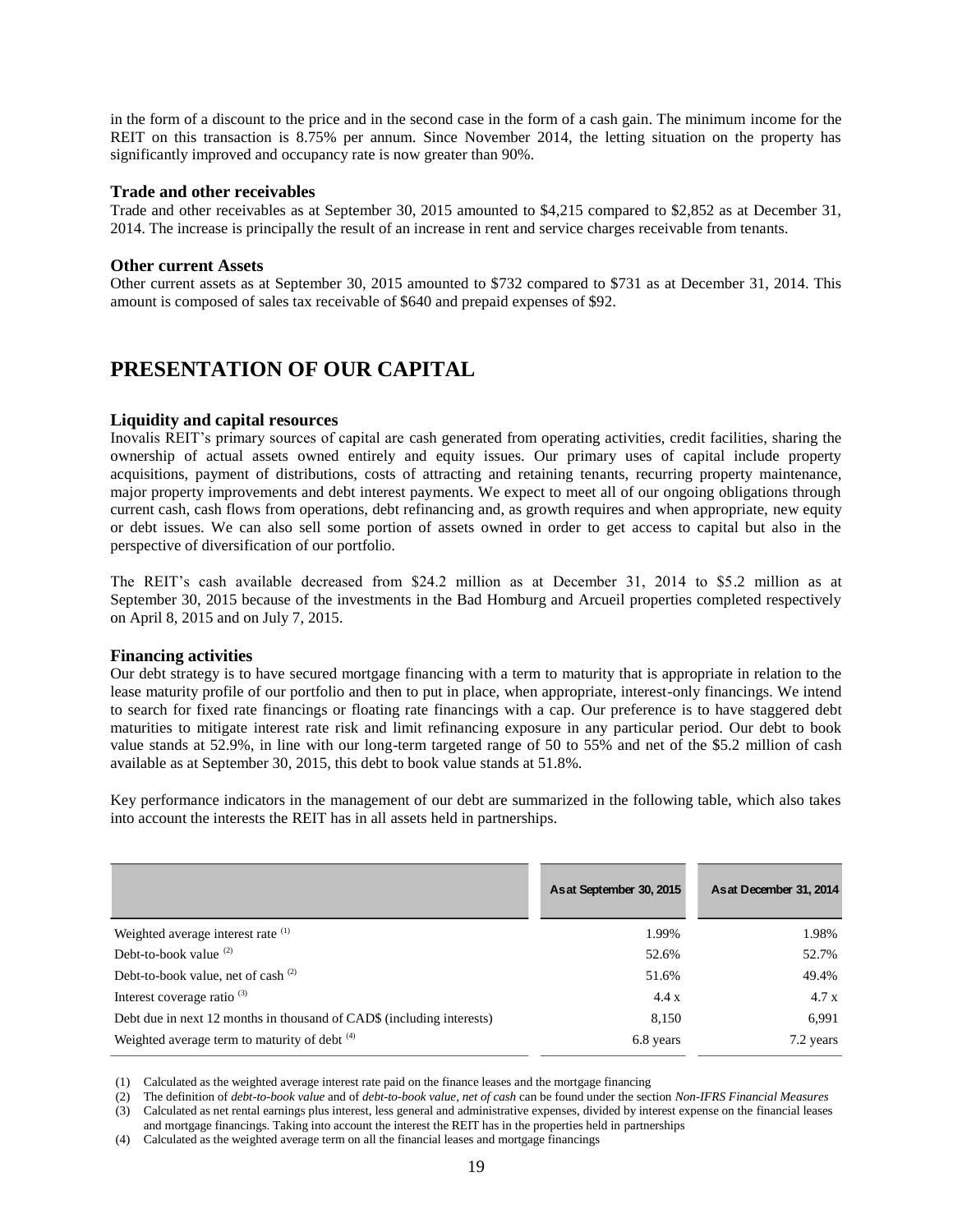in the form of a discount to the price and in the second case in the form of a cash gain. The minimum income for the REIT on this transaction is 8.75% per annum. Since November 2014, the letting situation on the property has significantly improved and occupancy rate is now greater than 90%.

### Trade and other receivables

Trade and other receivables as at September 30, 2015 amounted to $4,215 compared to $2,852 as at December 31, 2014. The increase is principally the result of an increase in rent and service charges receivable from tenants.

### Other current Assets

Other current assets as at September 30, 2015 amounted to $732 compared to $731 as at December 31, 2014. This amount is composed of sales tax receivable of $640 and prepaid expenses of $92.

## PRESENTATION OF OUR CAPITAL

### Liquidity and capital resources

Inovalis REIT's primary sources of capital are cash generated from operating activities, credit facilities, sharing the ownership of actual assets owned entirely and equity issues. Our primary uses of capital include property acquisitions, payment of distributions, costs of attracting and retaining tenants, recurring property maintenance, major property improvements and debt interest payments. We expect to meet all of our ongoing obligations through current cash, cash flows from operations, debt refinancing and, as growth requires and when appropriate, new equity or debt issues. We can also sell some portion of assets owned in order to get access to capital but also in the perspective of diversification of our portfolio.

The REIT's cash available decreased from $24.2 million as at December 31, 2014 to $5.2 million as at September 30, 2015 because of the investments in the Bad Homburg and Arcueil properties completed respectively on April 8, 2015 and on July 7, 2015.

### Financing activities

Our debt strategy is to have secured mortgage financing with a term to maturity that is appropriate in relation to the lease maturity profile of our portfolio and then to put in place, when appropriate, interest-only financings. We intend to search for fixed rate financings or floating rate financings with a cap. Our preference is to have staggered debt maturities to mitigate interest rate risk and limit refinancing exposure in any particular period. Our debt to book value stands at 52.9%, in line with our long-term targeted range of 50 to 55% and net of the $5.2 million of cash available as at September 30, 2015, this debt to book value stands at 51.8%.

Key performance indicators in the management of our debt are summarized in the following table, which also takes into account the interests the REIT has in all assets held in partnerships.

| | As at September 30, 2015 | As at December 31, 2014 |
|---|---|---|
| Weighted average interest rate (1) | 1.99% | 1.98% |
| Debt-to-book value (2) | 52.6% | 52.7% |
| Debt-to-book value, net of cash (2) | 51.6% | 49.4% |
| Interest coverage ratio (3) | 4.4 x | 4.7 x |
| Debt due in next 12 months in thousand of CAD$ (including interests) | 8,150 | 6,991 |
| Weighted average term to maturity of debt (4) | 6.8 years | 7.2 years |

(1) Calculated as the weighted average interest rate paid on the finance leases and the mortgage financing

(2) The definition of *debt-to-book value* and of *debt-to-book value, net of cash* can be found under the section *Non-IFRS Financial Measures*

(3) Calculated as net rental earnings plus interest, less general and administrative expenses, divided by interest expense on the financial leases and mortgage financings. Taking into account the interest the REIT has in the properties held in partnerships

(4) Calculated as the weighted average term on all the financial leases and mortgage financings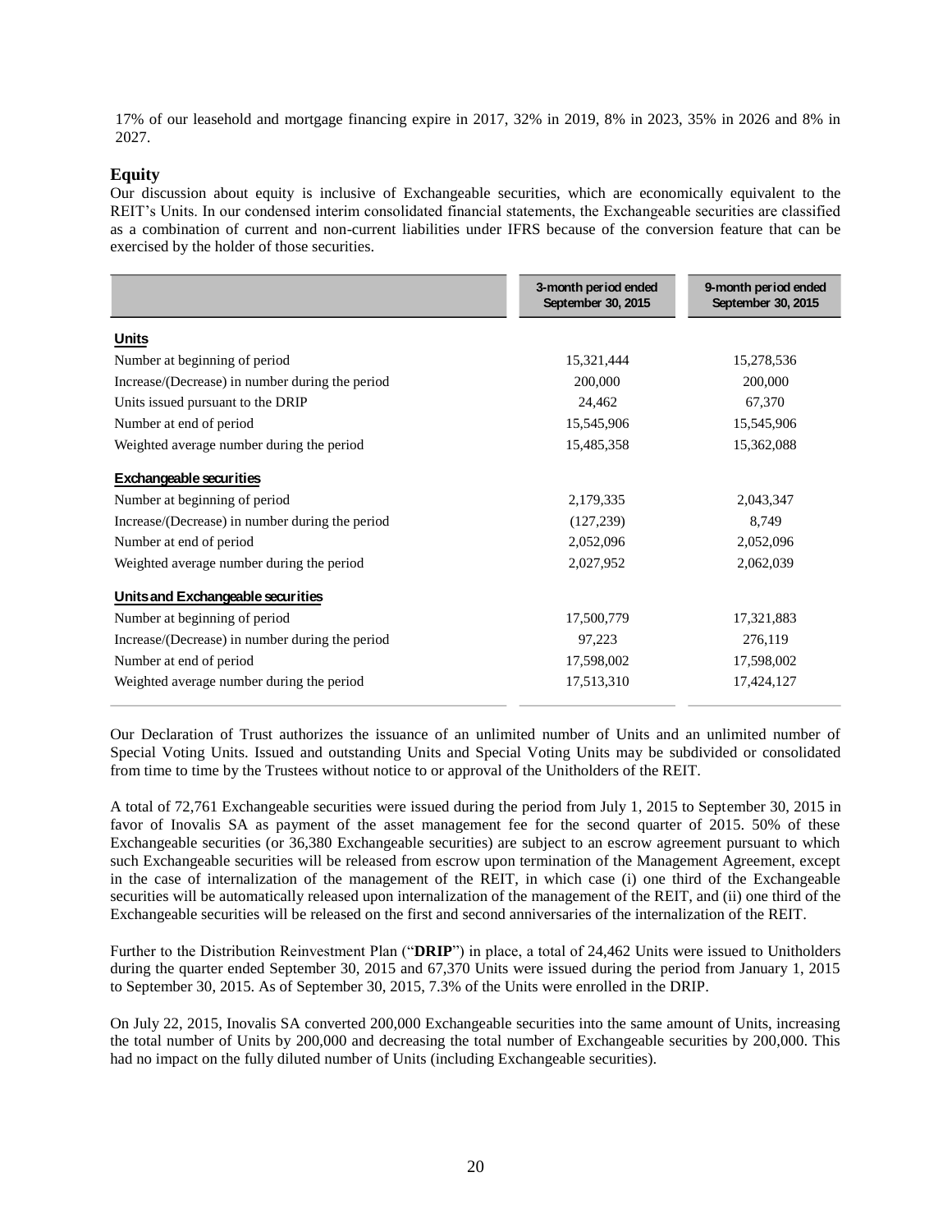17% of our leasehold and mortgage financing expire in 2017, 32% in 2019, 8% in 2023, 35% in 2026 and 8% in 2027.

## Equity

Our discussion about equity is inclusive of Exchangeable securities, which are economically equivalent to the REIT's Units. In our condensed interim consolidated financial statements, the Exchangeable securities are classified as a combination of current and non-current liabilities under IFRS because of the conversion feature that can be exercised by the holder of those securities.

| | 3-month period ended September 30, 2015 | 9-month period ended September 30, 2015 |
|---|---|---|
| **Units** | | |
| Number at beginning of period | 15,321,444 | 15,278,536 |
| Increase/(Decrease) in number during the period | 200,000 | 200,000 |
| Units issued pursuant to the DRIP | 24,462 | 67,370 |
| Number at end of period | 15,545,906 | 15,545,906 |
| Weighted average number during the period | 15,485,358 | 15,362,088 |
| **Exchangeable securities** | | |
| Number at beginning of period | 2,179,335 | 2,043,347 |
| Increase/(Decrease) in number during the period | (127,239) | 8,749 |
| Number at end of period | 2,052,096 | 2,052,096 |
| Weighted average number during the period | 2,027,952 | 2,062,039 |
| **Units and Exchangeable securities** | | |
| Number at beginning of period | 17,500,779 | 17,321,883 |
| Increase/(Decrease) in number during the period | 97,223 | 276,119 |
| Number at end of period | 17,598,002 | 17,598,002 |
| Weighted average number during the period | 17,513,310 | 17,424,127 |

Our Declaration of Trust authorizes the issuance of an unlimited number of Units and an unlimited number of Special Voting Units. Issued and outstanding Units and Special Voting Units may be subdivided or consolidated from time to time by the Trustees without notice to or approval of the Unitholders of the REIT.

A total of 72,761 Exchangeable securities were issued during the period from July 1, 2015 to September 30, 2015 in favor of Inovalis SA as payment of the asset management fee for the second quarter of 2015. 50% of these Exchangeable securities (or 36,380 Exchangeable securities) are subject to an escrow agreement pursuant to which such Exchangeable securities will be released from escrow upon termination of the Management Agreement, except in the case of internalization of the management of the REIT, in which case (i) one third of the Exchangeable securities will be automatically released upon internalization of the management of the REIT, and (ii) one third of the Exchangeable securities will be released on the first and second anniversaries of the internalization of the REIT.

Further to the Distribution Reinvestment Plan ("**DRIP**") in place, a total of 24,462 Units were issued to Unitholders during the quarter ended September 30, 2015 and 67,370 Units were issued during the period from January 1, 2015 to September 30, 2015. As of September 30, 2015, 7.3% of the Units were enrolled in the DRIP.

On July 22, 2015, Inovalis SA converted 200,000 Exchangeable securities into the same amount of Units, increasing the total number of Units by 200,000 and decreasing the total number of Exchangeable securities by 200,000. This had no impact on the fully diluted number of Units (including Exchangeable securities).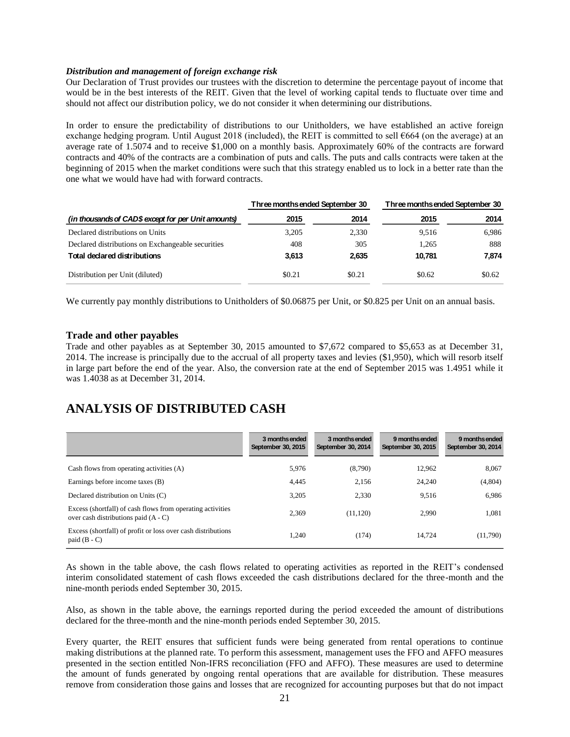***Distribution and management of foreign exchange risk***

Our Declaration of Trust provides our trustees with the discretion to determine the percentage payout of income that would be in the best interests of the REIT. Given that the level of working capital tends to fluctuate over time and should not affect our distribution policy, we do not consider it when determining our distributions.

In order to ensure the predictability of distributions to our Unitholders, we have established an active foreign exchange hedging program. Until August 2018 (included), the REIT is committed to sell €664 (on the average) at an average rate of 1.5074 and to receive $1,000 on a monthly basis. Approximately 60% of the contracts are forward contracts and 40% of the contracts are a combination of puts and calls. The puts and calls contracts were taken at the beginning of 2015 when the market conditions were such that this strategy enabled us to lock in a better rate than the one what we would have had with forward contracts.

| | Three months ended September 30 | | Three months ended September 30 | |
|---|---|---|---|---|
| *(in thousands of CAD$ except for per Unit amounts)* | **2015** | **2014** | **2015** | **2014** |
| Declared distributions on Units | 3,205 | 2,330 | 9,516 | 6,986 |
| Declared distributions on Exchangeable securities | 408 | 305 | 1,265 | 888 |
| **Total declared distributions** | **3,613** | **2,635** | **10,781** | **7,874** |
| Distribution per Unit (diluted) | $0.21 | $0.21 | $0.62 | $0.62 |

We currently pay monthly distributions to Unitholders of $0.06875 per Unit, or $0.825 per Unit on an annual basis.

### Trade and other payables

Trade and other payables as at September 30, 2015 amounted to $7,672 compared to $5,653 as at December 31, 2014. The increase is principally due to the accrual of all property taxes and levies ($1,950), which will resorb itself in large part before the end of the year. Also, the conversion rate at the end of September 2015 was 1.4951 while it was 1.4038 as at December 31, 2014.

## ANALYSIS OF DISTRIBUTED CASH

| | 3 months ended September 30, 2015 | 3 months ended September 30, 2014 | 9 months ended September 30, 2015 | 9 months ended September 30, 2014 |
|---|---|---|---|---|
| Cash flows from operating activities (A) | 5,976 | (8,790) | 12,962 | 8,067 |
| Earnings before income taxes (B) | 4,445 | 2,156 | 24,240 | (4,804) |
| Declared distribution on Units (C) | 3,205 | 2,330 | 9,516 | 6,986 |
| Excess (shortfall) of cash flows from operating activities over cash distributions paid (A - C) | 2,369 | (11,120) | 2,990 | 1,081 |
| Excess (shortfall) of profit or loss over cash distributions paid (B - C) | 1,240 | (174) | 14,724 | (11,790) |

As shown in the table above, the cash flows related to operating activities as reported in the REIT's condensed interim consolidated statement of cash flows exceeded the cash distributions declared for the three-month and the nine-month periods ended September 30, 2015.

Also, as shown in the table above, the earnings reported during the period exceeded the amount of distributions declared for the three-month and the nine-month periods ended September 30, 2015.

Every quarter, the REIT ensures that sufficient funds were being generated from rental operations to continue making distributions at the planned rate. To perform this assessment, management uses the FFO and AFFO measures presented in the section entitled Non-IFRS reconciliation (FFO and AFFO). These measures are used to determine the amount of funds generated by ongoing rental operations that are available for distribution. These measures remove from consideration those gains and losses that are recognized for accounting purposes but that do not impact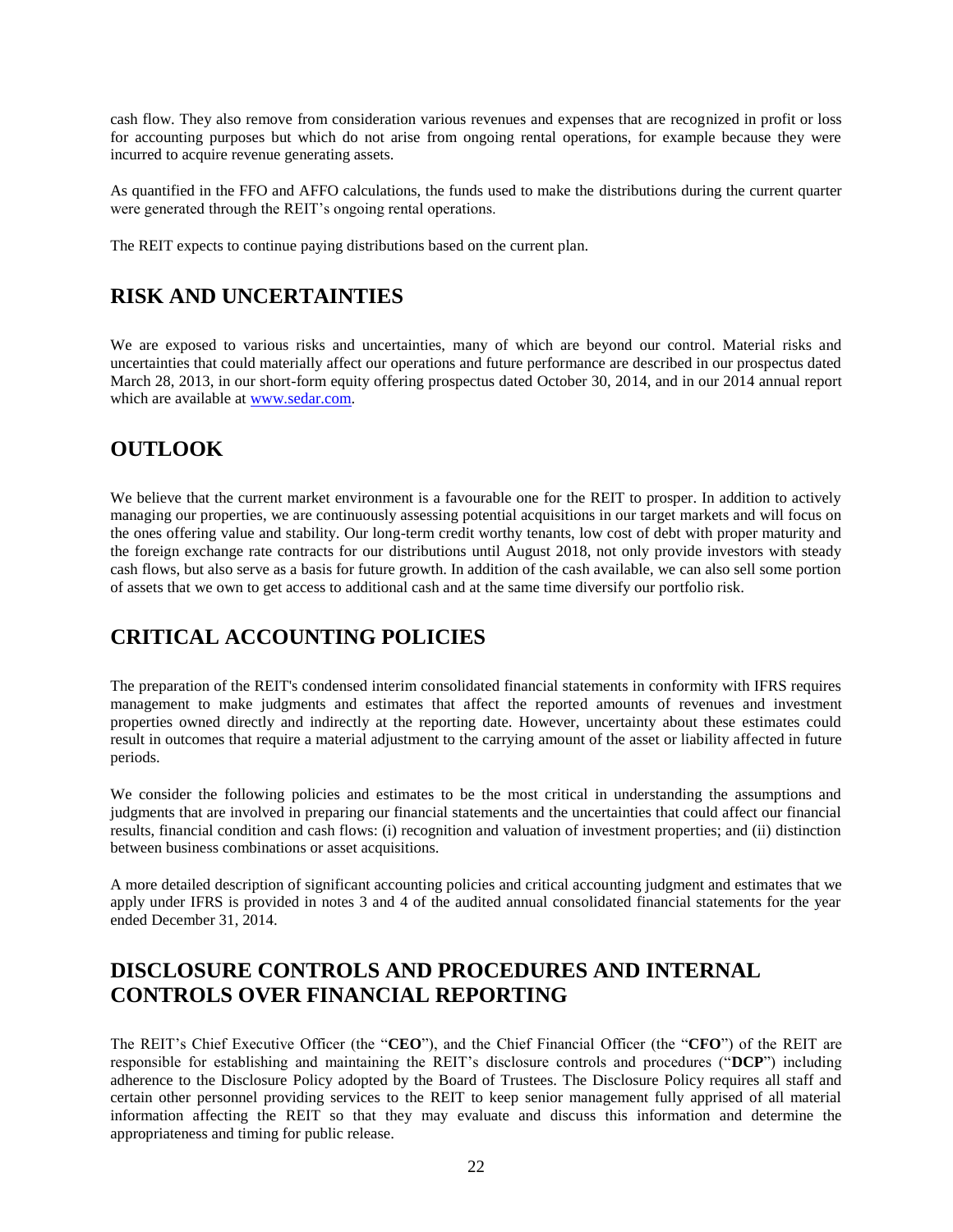cash flow. They also remove from consideration various revenues and expenses that are recognized in profit or loss for accounting purposes but which do not arise from ongoing rental operations, for example because they were incurred to acquire revenue generating assets.

As quantified in the FFO and AFFO calculations, the funds used to make the distributions during the current quarter were generated through the REIT's ongoing rental operations.

The REIT expects to continue paying distributions based on the current plan.

## RISK AND UNCERTAINTIES

We are exposed to various risks and uncertainties, many of which are beyond our control. Material risks and uncertainties that could materially affect our operations and future performance are described in our prospectus dated March 28, 2013, in our short-form equity offering prospectus dated October 30, 2014, and in our 2014 annual report which are available at www.sedar.com.

## OUTLOOK

We believe that the current market environment is a favourable one for the REIT to prosper. In addition to actively managing our properties, we are continuously assessing potential acquisitions in our target markets and will focus on the ones offering value and stability. Our long-term credit worthy tenants, low cost of debt with proper maturity and the foreign exchange rate contracts for our distributions until August 2018, not only provide investors with steady cash flows, but also serve as a basis for future growth. In addition of the cash available, we can also sell some portion of assets that we own to get access to additional cash and at the same time diversify our portfolio risk.

## CRITICAL ACCOUNTING POLICIES

The preparation of the REIT's condensed interim consolidated financial statements in conformity with IFRS requires management to make judgments and estimates that affect the reported amounts of revenues and investment properties owned directly and indirectly at the reporting date. However, uncertainty about these estimates could result in outcomes that require a material adjustment to the carrying amount of the asset or liability affected in future periods.

We consider the following policies and estimates to be the most critical in understanding the assumptions and judgments that are involved in preparing our financial statements and the uncertainties that could affect our financial results, financial condition and cash flows: (i) recognition and valuation of investment properties; and (ii) distinction between business combinations or asset acquisitions.

A more detailed description of significant accounting policies and critical accounting judgment and estimates that we apply under IFRS is provided in notes 3 and 4 of the audited annual consolidated financial statements for the year ended December 31, 2014.

## DISCLOSURE CONTROLS AND PROCEDURES AND INTERNAL CONTROLS OVER FINANCIAL REPORTING

The REIT's Chief Executive Officer (the "**CEO**"), and the Chief Financial Officer (the "**CFO**") of the REIT are responsible for establishing and maintaining the REIT's disclosure controls and procedures ("**DCP**") including adherence to the Disclosure Policy adopted by the Board of Trustees. The Disclosure Policy requires all staff and certain other personnel providing services to the REIT to keep senior management fully apprised of all material information affecting the REIT so that they may evaluate and discuss this information and determine the appropriateness and timing for public release.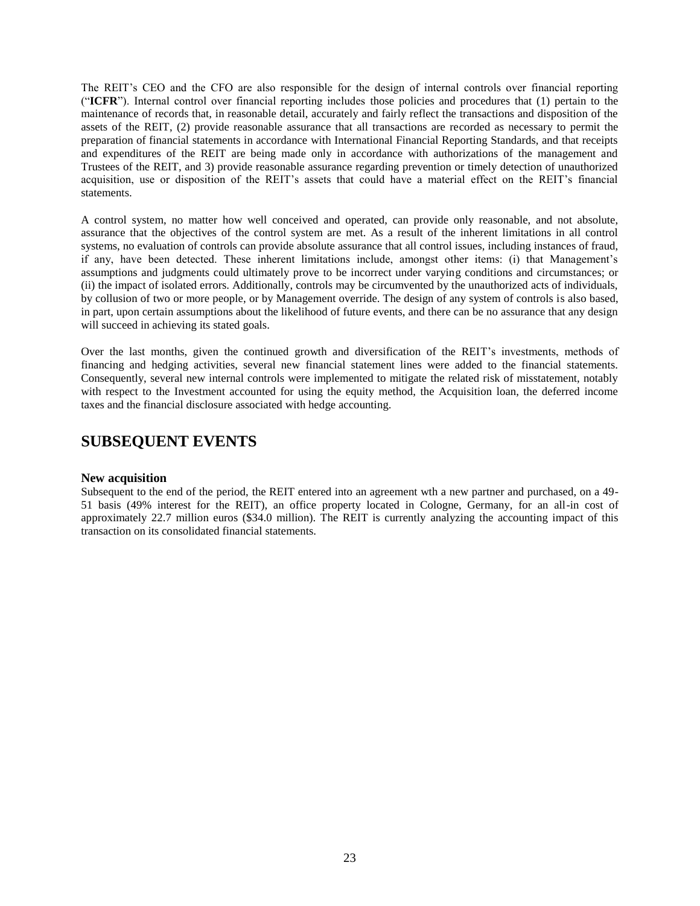The REIT's CEO and the CFO are also responsible for the design of internal controls over financial reporting ("**ICFR**"). Internal control over financial reporting includes those policies and procedures that (1) pertain to the maintenance of records that, in reasonable detail, accurately and fairly reflect the transactions and disposition of the assets of the REIT, (2) provide reasonable assurance that all transactions are recorded as necessary to permit the preparation of financial statements in accordance with International Financial Reporting Standards, and that receipts and expenditures of the REIT are being made only in accordance with authorizations of the management and Trustees of the REIT, and 3) provide reasonable assurance regarding prevention or timely detection of unauthorized acquisition, use or disposition of the REIT's assets that could have a material effect on the REIT's financial statements.

A control system, no matter how well conceived and operated, can provide only reasonable, and not absolute, assurance that the objectives of the control system are met. As a result of the inherent limitations in all control systems, no evaluation of controls can provide absolute assurance that all control issues, including instances of fraud, if any, have been detected. These inherent limitations include, amongst other items: (i) that Management's assumptions and judgments could ultimately prove to be incorrect under varying conditions and circumstances; or (ii) the impact of isolated errors. Additionally, controls may be circumvented by the unauthorized acts of individuals, by collusion of two or more people, or by Management override. The design of any system of controls is also based, in part, upon certain assumptions about the likelihood of future events, and there can be no assurance that any design will succeed in achieving its stated goals.

Over the last months, given the continued growth and diversification of the REIT's investments, methods of financing and hedging activities, several new financial statement lines were added to the financial statements. Consequently, several new internal controls were implemented to mitigate the related risk of misstatement, notably with respect to the Investment accounted for using the equity method, the Acquisition loan, the deferred income taxes and the financial disclosure associated with hedge accounting.

# SUBSEQUENT EVENTS

### New acquisition

Subsequent to the end of the period, the REIT entered into an agreement wth a new partner and purchased, on a 49-51 basis (49% interest for the REIT), an office property located in Cologne, Germany, for an all-in cost of approximately 22.7 million euros ($34.0 million). The REIT is currently analyzing the accounting impact of this transaction on its consolidated financial statements.